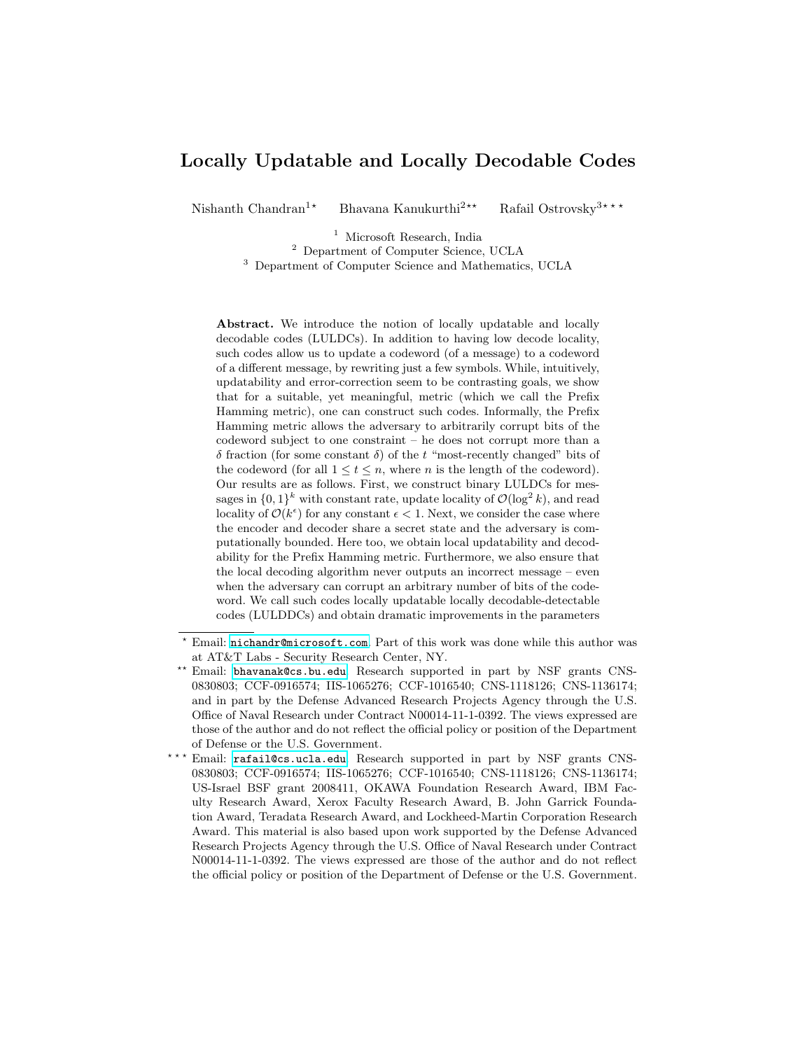# Locally Updatable and Locally Decodable Codes

Nishanth Chandran[1*] Bhavana Kanukurthi[2**] Rafail Ostrovsky[3***]

[1] Microsoft Research, India
[2] Department of Computer Science, UCLA
[3] Department of Computer Science and Mathematics, UCLA

**Abstract.** We introduce the notion of locally updatable and locally decodable codes (LULDCs). In addition to having low decode locality, such codes allow us to update a codeword (of a message) to a codeword of a different message, by rewriting just a few symbols. While, intuitively, updatability and error-correction seem to be contrasting goals, we show that for a suitable, yet meaningful, metric (which we call the Prefix Hamming metric), one can construct such codes. Informally, the Prefix Hamming metric allows the adversary to arbitrarily corrupt bits of the codeword subject to one constraint – he does not corrupt more than a $\delta$ fraction (for some constant $\delta$) of the $t$ "most-recently changed" bits of the codeword (for all $1 \leq t \leq n$, where $n$ is the length of the codeword). Our results are as follows. First, we construct binary LULDCs for messages in $\{0,1\}^k$ with constant rate, update locality of $\mathcal{O}(\log^2 k)$, and read locality of $\mathcal{O}(k^\epsilon)$ for any constant $\epsilon < 1$. Next, we consider the case where the encoder and decoder share a secret state and the adversary is computationally bounded. Here too, we obtain local updatability and decodability for the Prefix Hamming metric. Furthermore, we also ensure that the local decoding algorithm never outputs an incorrect message – even when the adversary can corrupt an arbitrary number of bits of the codeword. We call such codes locally updatable locally decodable-detectable codes (LULDDCs) and obtain dramatic improvements in the parameters

---

\* Email: nichandr@microsoft.com. Part of this work was done while this author was at AT&T Labs - Security Research Center, NY.

\*\* Email: bhavanak@cs.bu.edu. Research supported in part by NSF grants CNS-0830803; CCF-0916574; IIS-1065276; CCF-1016540; CNS-1118126; CNS-1136174; and in part by the Defense Advanced Research Projects Agency through the U.S. Office of Naval Research under Contract N00014-11-1-0392. The views expressed are those of the author and do not reflect the official policy or position of the Department of Defense or the U.S. Government.

\*\*\* Email: rafail@cs.ucla.edu. Research supported in part by NSF grants CNS-0830803; CCF-0916574; IIS-1065276; CCF-1016540; CNS-1118126; CNS-1136174; US-Israel BSF grant 2008411, OKAWA Foundation Research Award, IBM Faculty Research Award, Xerox Faculty Research Award, B. John Garrick Foundation Award, Teradata Research Award, and Lockheed-Martin Corporation Research Award. This material is also based upon work supported by the Defense Advanced Research Projects Agency through the U.S. Office of Naval Research under Contract N00014-11-1-0392. The views expressed are those of the author and do not reflect the official policy or position of the Department of Defense or the U.S. Government.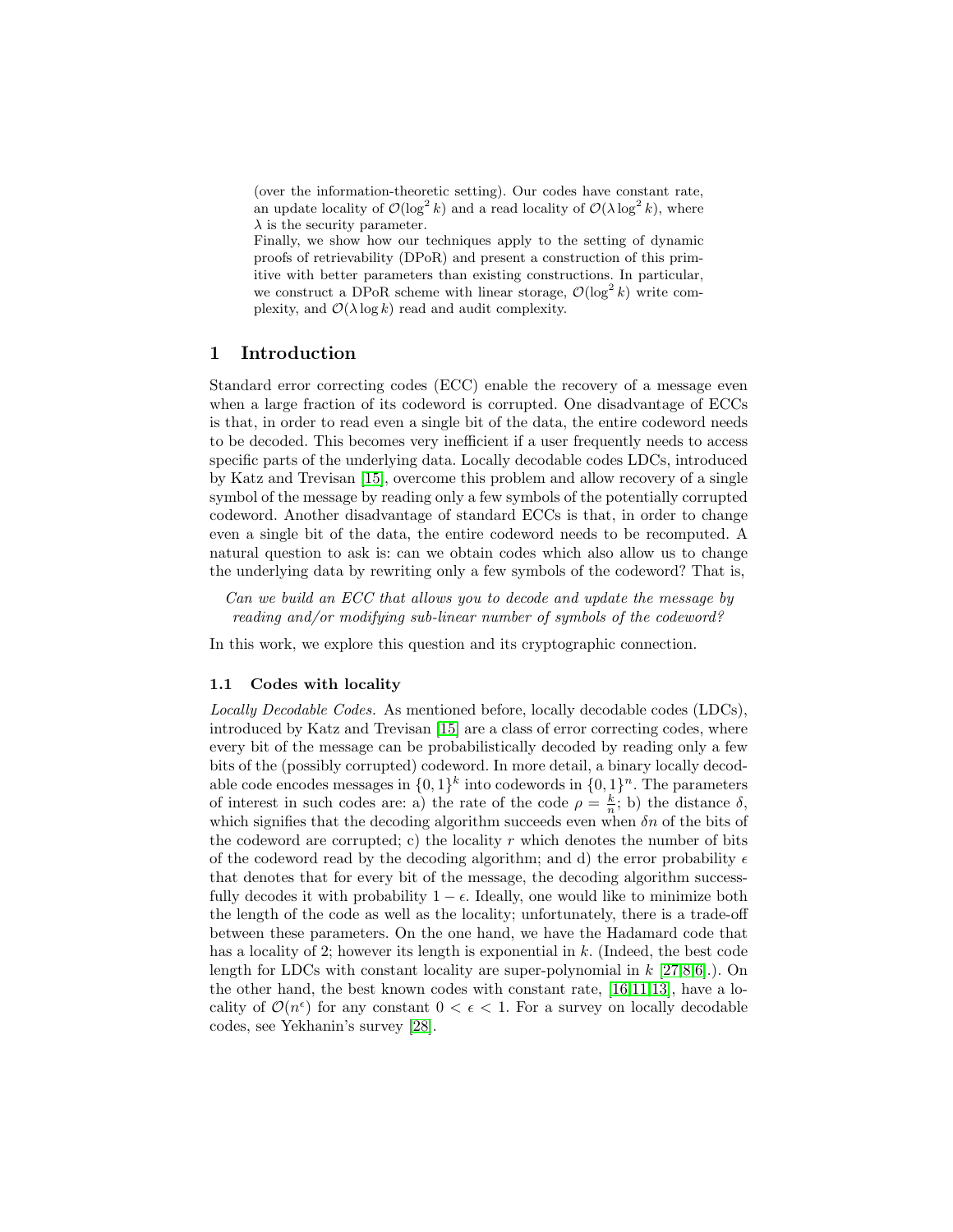(over the information-theoretic setting). Our codes have constant rate, an update locality of $\mathcal{O}(\log^2 k)$ and a read locality of $\mathcal{O}(\lambda \log^2 k)$, where $\lambda$ is the security parameter.

Finally, we show how our techniques apply to the setting of dynamic proofs of retrievability (DPoR) and present a construction of this primitive with better parameters than existing constructions. In particular, we construct a DPoR scheme with linear storage, $\mathcal{O}(\log^2 k)$ write complexity, and $\mathcal{O}(\lambda \log k)$ read and audit complexity.

## 1 Introduction

Standard error correcting codes (ECC) enable the recovery of a message even when a large fraction of its codeword is corrupted. One disadvantage of ECCs is that, in order to read even a single bit of the data, the entire codeword needs to be decoded. This becomes very inefficient if a user frequently needs to access specific parts of the underlying data. Locally decodable codes LDCs, introduced by Katz and Trevisan [15], overcome this problem and allow recovery of a single symbol of the message by reading only a few symbols of the potentially corrupted codeword. Another disadvantage of standard ECCs is that, in order to change even a single bit of the data, the entire codeword needs to be recomputed. A natural question to ask is: can we obtain codes which also allow us to change the underlying data by rewriting only a few symbols of the codeword? That is,

*Can we build an ECC that allows you to decode and update the message by reading and/or modifying sub-linear number of symbols of the codeword?*

In this work, we explore this question and its cryptographic connection.

### 1.1 Codes with locality

*Locally Decodable Codes.* As mentioned before, locally decodable codes (LDCs), introduced by Katz and Trevisan [15] are a class of error correcting codes, where every bit of the message can be probabilistically decoded by reading only a few bits of the (possibly corrupted) codeword. In more detail, a binary locally decodable code encodes messages in $\{0,1\}^k$ into codewords in $\{0,1\}^n$. The parameters of interest in such codes are: a) the rate of the code $\rho = \frac{k}{n}$; b) the distance $\delta$, which signifies that the decoding algorithm succeeds even when $\delta n$ of the bits of the codeword are corrupted; c) the locality $r$ which denotes the number of bits of the codeword read by the decoding algorithm; and d) the error probability $\epsilon$ that denotes that for every bit of the message, the decoding algorithm successfully decodes it with probability $1 - \epsilon$. Ideally, one would like to minimize both the length of the code as well as the locality; unfortunately, there is a trade-off between these parameters. On the one hand, we have the Hadamard code that has a locality of 2; however its length is exponential in $k$. (Indeed, the best code length for LDCs with constant locality are super-polynomial in $k$ [27,8,6].). On the other hand, the best known codes with constant rate, [16,11,13], have a locality of $\mathcal{O}(n^\epsilon)$ for any constant $0 < \epsilon < 1$. For a survey on locally decodable codes, see Yekhanin's survey [28].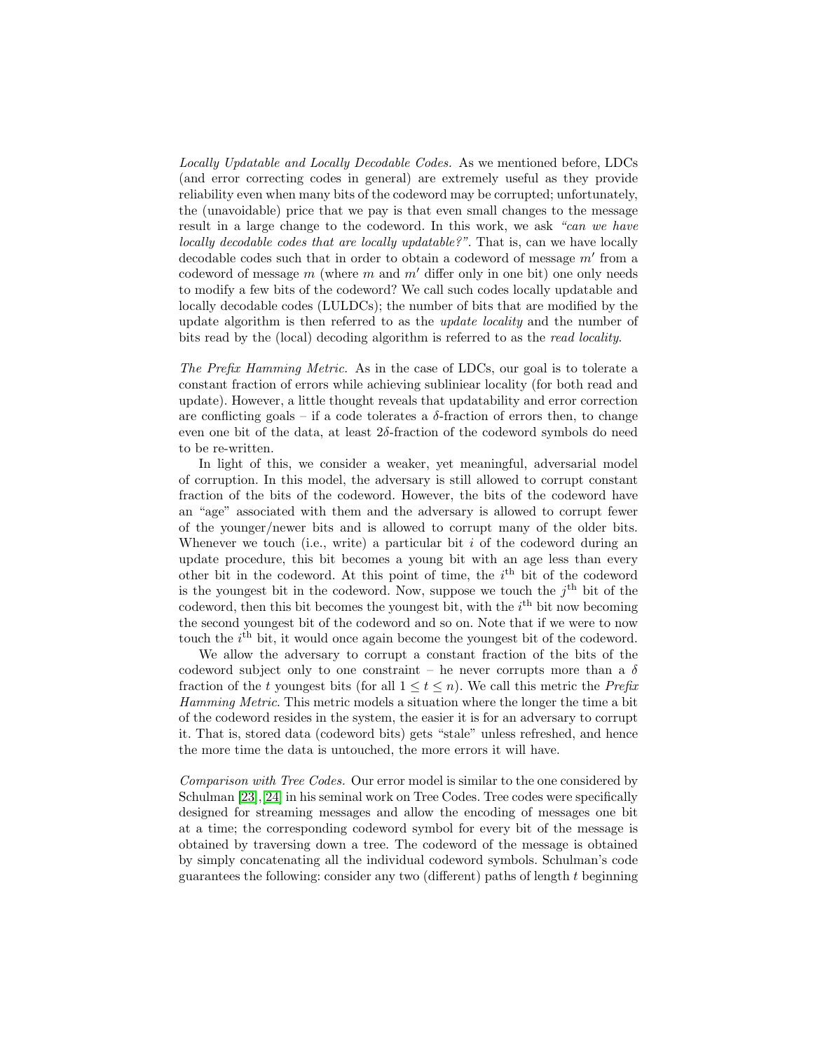*Locally Updatable and Locally Decodable Codes.* As we mentioned before, LDCs (and error correcting codes in general) are extremely useful as they provide reliability even when many bits of the codeword may be corrupted; unfortunately, the (unavoidable) price that we pay is that even small changes to the message result in a large change to the codeword. In this work, we ask *"can we have locally decodable codes that are locally updatable?"*. That is, can we have locally decodable codes such that in order to obtain a codeword of message $m'$ from a codeword of message $m$ (where $m$ and $m'$ differ only in one bit) one only needs to modify a few bits of the codeword? We call such codes locally updatable and locally decodable codes (LULDCs); the number of bits that are modified by the update algorithm is then referred to as the *update locality* and the number of bits read by the (local) decoding algorithm is referred to as the *read locality*.

*The Prefix Hamming Metric.* As in the case of LDCs, our goal is to tolerate a constant fraction of errors while achieving subliniear locality (for both read and update). However, a little thought reveals that updatability and error correction are conflicting goals – if a code tolerates a $\delta$-fraction of errors then, to change even one bit of the data, at least $2\delta$-fraction of the codeword symbols do need to be re-written.

In light of this, we consider a weaker, yet meaningful, adversarial model of corruption. In this model, the adversary is still allowed to corrupt constant fraction of the bits of the codeword. However, the bits of the codeword have an "age" associated with them and the adversary is allowed to corrupt fewer of the younger/newer bits and is allowed to corrupt many of the older bits. Whenever we touch (i.e., write) a particular bit $i$ of the codeword during an update procedure, this bit becomes a young bit with an age less than every other bit in the codeword. At this point of time, the $i^{\text{th}}$ bit of the codeword is the youngest bit in the codeword. Now, suppose we touch the $j^{\text{th}}$ bit of the codeword, then this bit becomes the youngest bit, with the $i^{\text{th}}$ bit now becoming the second youngest bit of the codeword and so on. Note that if we were to now touch the $i^{\text{th}}$ bit, it would once again become the youngest bit of the codeword.

We allow the adversary to corrupt a constant fraction of the bits of the codeword subject only to one constraint – he never corrupts more than a $\delta$ fraction of the $t$ youngest bits (for all $1 \leq t \leq n$). We call this metric the *Prefix Hamming Metric.* This metric models a situation where the longer the time a bit of the codeword resides in the system, the easier it is for an adversary to corrupt it. That is, stored data (codeword bits) gets "stale" unless refreshed, and hence the more time the data is untouched, the more errors it will have.

*Comparison with Tree Codes.* Our error model is similar to the one considered by Schulman [23], [24] in his seminal work on Tree Codes. Tree codes were specifically designed for streaming messages and allow the encoding of messages one bit at a time; the corresponding codeword symbol for every bit of the message is obtained by traversing down a tree. The codeword of the message is obtained by simply concatenating all the individual codeword symbols. Schulman's code guarantees the following: consider any two (different) paths of length $t$ beginning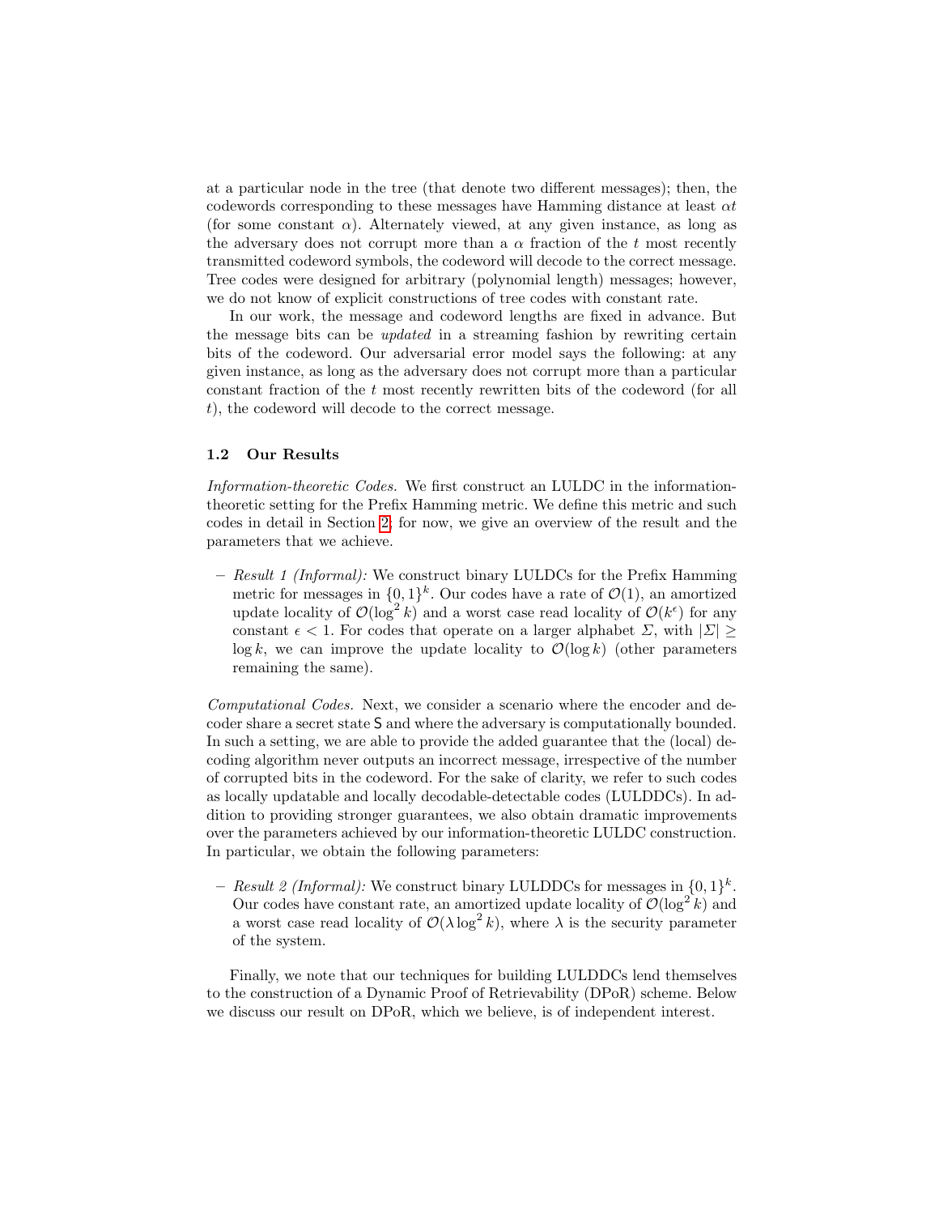at a particular node in the tree (that denote two different messages); then, the codewords corresponding to these messages have Hamming distance at least $\alpha t$ (for some constant $\alpha$). Alternately viewed, at any given instance, as long as the adversary does not corrupt more than a $\alpha$ fraction of the $t$ most recently transmitted codeword symbols, the codeword will decode to the correct message. Tree codes were designed for arbitrary (polynomial length) messages; however, we do not know of explicit constructions of tree codes with constant rate.

In our work, the message and codeword lengths are fixed in advance. But the message bits can be *updated* in a streaming fashion by rewriting certain bits of the codeword. Our adversarial error model says the following: at any given instance, as long as the adversary does not corrupt more than a particular constant fraction of the $t$ most recently rewritten bits of the codeword (for all $t$), the codeword will decode to the correct message.

### 1.2 Our Results

*Information-theoretic Codes.* We first construct an LULDC in the information-theoretic setting for the Prefix Hamming metric. We define this metric and such codes in detail in Section 2; for now, we give an overview of the result and the parameters that we achieve.

- *Result 1 (Informal):* We construct binary LULDCs for the Prefix Hamming metric for messages in $\{0,1\}^k$. Our codes have a rate of $\mathcal{O}(1)$, an amortized update locality of $\mathcal{O}(\log^2 k)$ and a worst case read locality of $\mathcal{O}(k^\epsilon)$ for any constant $\epsilon < 1$. For codes that operate on a larger alphabet $\Sigma$, with $|\Sigma| \geq \log k$, we can improve the update locality to $\mathcal{O}(\log k)$ (other parameters remaining the same).

*Computational Codes.* Next, we consider a scenario where the encoder and decoder share a secret state $\mathsf{S}$ and where the adversary is computationally bounded. In such a setting, we are able to provide the added guarantee that the (local) decoding algorithm never outputs an incorrect message, irrespective of the number of corrupted bits in the codeword. For the sake of clarity, we refer to such codes as locally updatable and locally decodable-detectable codes (LULDDCs). In addition to providing stronger guarantees, we also obtain dramatic improvements over the parameters achieved by our information-theoretic LULDC construction. In particular, we obtain the following parameters:

- *Result 2 (Informal):* We construct binary LULDDCs for messages in $\{0,1\}^k$. Our codes have constant rate, an amortized update locality of $\mathcal{O}(\log^2 k)$ and a worst case read locality of $\mathcal{O}(\lambda \log^2 k)$, where $\lambda$ is the security parameter of the system.

Finally, we note that our techniques for building LULDDCs lend themselves to the construction of a Dynamic Proof of Retrievability (DPoR) scheme. Below we discuss our result on DPoR, which we believe, is of independent interest.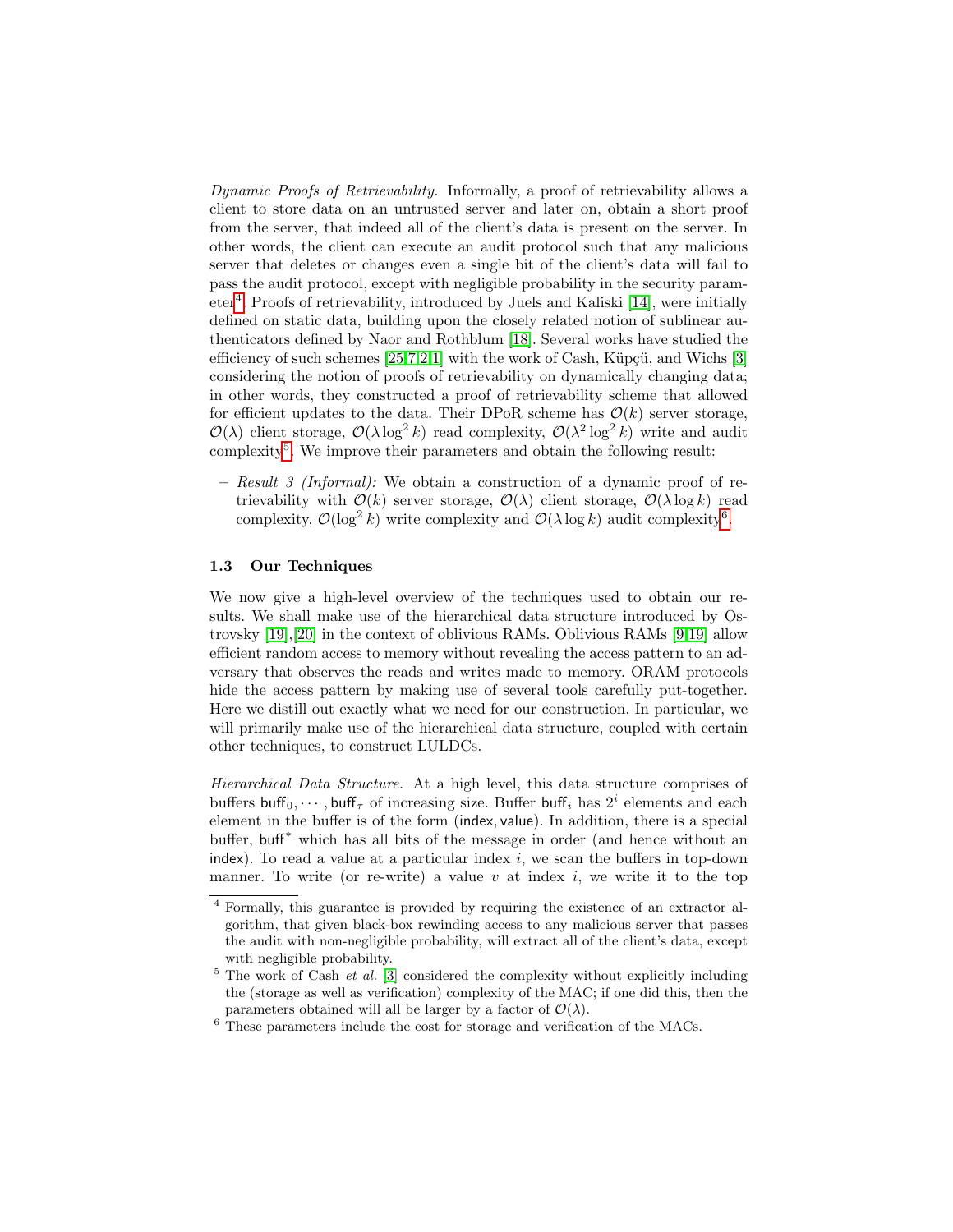*Dynamic Proofs of Retrievability.* Informally, a proof of retrievability allows a client to store data on an untrusted server and later on, obtain a short proof from the server, that indeed all of the client's data is present on the server. In other words, the client can execute an audit protocol such that any malicious server that deletes or changes even a single bit of the client's data will fail to pass the audit protocol, except with negligible probability in the security parameter[4]. Proofs of retrievability, introduced by Juels and Kaliski [14], were initially defined on static data, building upon the closely related notion of sublinear authenticators defined by Naor and Rothblum [18]. Several works have studied the efficiency of such schemes [25,7,2,1] with the work of Cash, Küpçü, and Wichs [3] considering the notion of proofs of retrievability on dynamically changing data; in other words, they constructed a proof of retrievability scheme that allowed for efficient updates to the data. Their DPoR scheme has $\mathcal{O}(k)$ server storage, $\mathcal{O}(\lambda)$ client storage, $\mathcal{O}(\lambda \log^2 k)$ read complexity, $\mathcal{O}(\lambda^2 \log^2 k)$ write and audit complexity[5]. We improve their parameters and obtain the following result:

- *Result 3 (Informal):* We obtain a construction of a dynamic proof of retrievability with $\mathcal{O}(k)$ server storage, $\mathcal{O}(\lambda)$ client storage, $\mathcal{O}(\lambda \log k)$ read complexity, $\mathcal{O}(\log^2 k)$ write complexity and $\mathcal{O}(\lambda \log k)$ audit complexity[6].

### 1.3 Our Techniques

We now give a high-level overview of the techniques used to obtain our results. We shall make use of the hierarchical data structure introduced by Ostrovsky [19],[20] in the context of oblivious RAMs. Oblivious RAMs [9,19] allow efficient random access to memory without revealing the access pattern to an adversary that observes the reads and writes made to memory. ORAM protocols hide the access pattern by making use of several tools carefully put-together. Here we distill out exactly what we need for our construction. In particular, we will primarily make use of the hierarchical data structure, coupled with certain other techniques, to construct LULDCs.

*Hierarchical Data Structure.* At a high level, this data structure comprises of buffers $\mathsf{buff}_0, \cdots, \mathsf{buff}_\tau$ of increasing size. Buffer $\mathsf{buff}_i$ has $2^i$ elements and each element in the buffer is of the form $(\mathsf{index}, \mathsf{value})$. In addition, there is a special buffer, $\mathsf{buff}^*$ which has all bits of the message in order (and hence without an $\mathsf{index}$). To read a value at a particular index $i$, we scan the buffers in top-down manner. To write (or re-write) a value $v$ at index $i$, we write it to the top

[4] Formally, this guarantee is provided by requiring the existence of an extractor algorithm, that given black-box rewinding access to any malicious server that passes the audit with non-negligible probability, will extract all of the client's data, except with negligible probability.

[5] The work of Cash *et al.* [3] considered the complexity without explicitly including the (storage as well as verification) complexity of the MAC; if one did this, then the parameters obtained will all be larger by a factor of $\mathcal{O}(\lambda)$.

[6] These parameters include the cost for storage and verification of the MACs.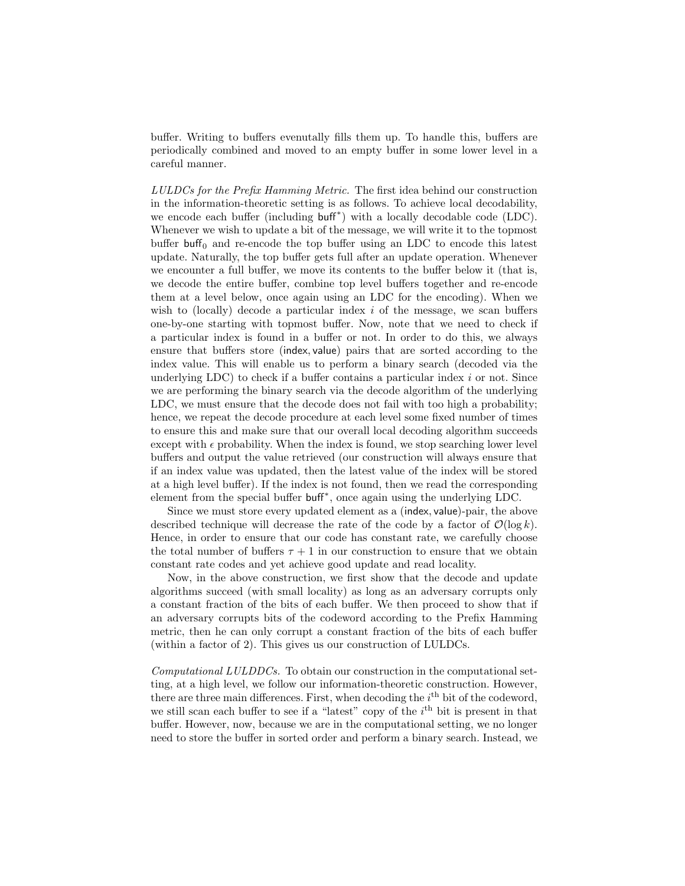buffer. Writing to buffers evenutally fills them up. To handle this, buffers are periodically combined and moved to an empty buffer in some lower level in a careful manner.

*LULDCs for the Prefix Hamming Metric.* The first idea behind our construction in the information-theoretic setting is as follows. To achieve local decodability, we encode each buffer (including $\mathsf{buff}^*$) with a locally decodable code (LDC). Whenever we wish to update a bit of the message, we will write it to the topmost buffer $\mathsf{buff}_0$ and re-encode the top buffer using an LDC to encode this latest update. Naturally, the top buffer gets full after an update operation. Whenever we encounter a full buffer, we move its contents to the buffer below it (that is, we decode the entire buffer, combine top level buffers together and re-encode them at a level below, once again using an LDC for the encoding). When we wish to (locally) decode a particular index $i$ of the message, we scan buffers one-by-one starting with topmost buffer. Now, note that we need to check if a particular index is found in a buffer or not. In order to do this, we always ensure that buffers store $(\mathsf{index}, \mathsf{value})$ pairs that are sorted according to the index value. This will enable us to perform a binary search (decoded via the underlying LDC) to check if a buffer contains a particular index $i$ or not. Since we are performing the binary search via the decode algorithm of the underlying LDC, we must ensure that the decode does not fail with too high a probability; hence, we repeat the decode procedure at each level some fixed number of times to ensure this and make sure that our overall local decoding algorithm succeeds except with $\epsilon$ probability. When the index is found, we stop searching lower level buffers and output the value retrieved (our construction will always ensure that if an index value was updated, then the latest value of the index will be stored at a high level buffer). If the index is not found, then we read the corresponding element from the special buffer $\mathsf{buff}^*$, once again using the underlying LDC.

Since we must store every updated element as a $(\mathsf{index}, \mathsf{value})$-pair, the above described technique will decrease the rate of the code by a factor of $\mathcal{O}(\log k)$. Hence, in order to ensure that our code has constant rate, we carefully choose the total number of buffers $\tau + 1$ in our construction to ensure that we obtain constant rate codes and yet achieve good update and read locality.

Now, in the above construction, we first show that the decode and update algorithms succeed (with small locality) as long as an adversary corrupts only a constant fraction of the bits of each buffer. We then proceed to show that if an adversary corrupts bits of the codeword according to the Prefix Hamming metric, then he can only corrupt a constant fraction of the bits of each buffer (within a factor of 2). This gives us our construction of LULDCs.

*Computational LULDDCs.* To obtain our construction in the computational setting, at a high level, we follow our information-theoretic construction. However, there are three main differences. First, when decoding the $i^{\text{th}}$ bit of the codeword, we still scan each buffer to see if a "latest" copy of the $i^{\text{th}}$ bit is present in that buffer. However, now, because we are in the computational setting, we no longer need to store the buffer in sorted order and perform a binary search. Instead, we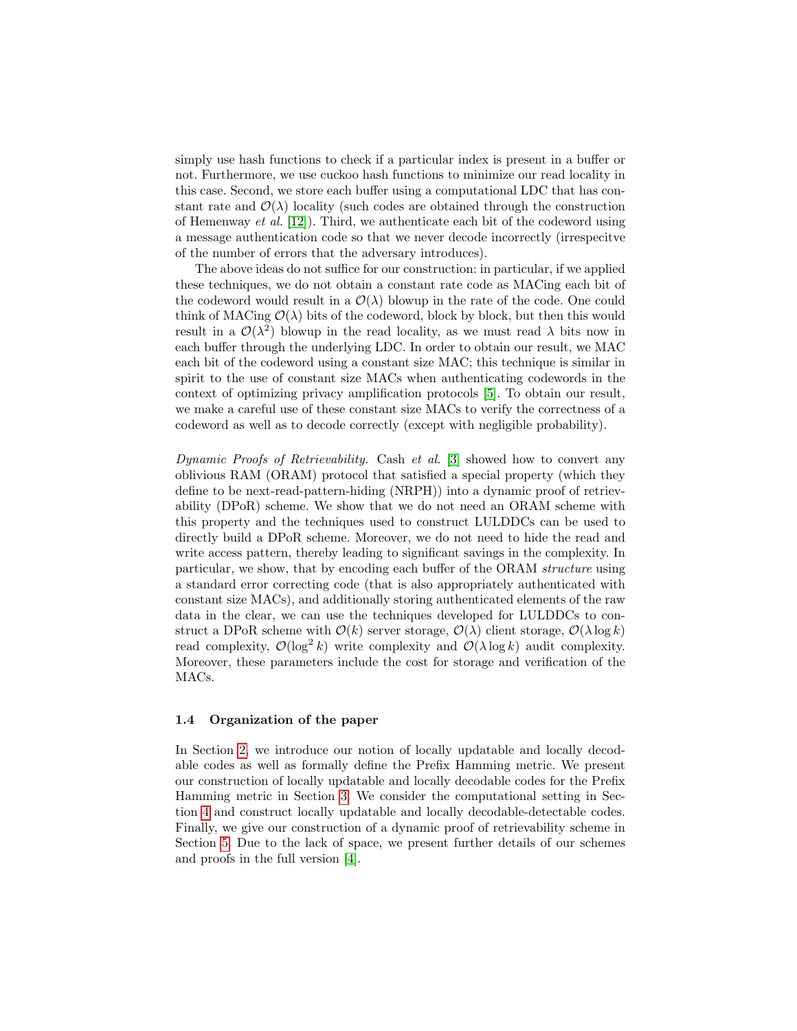simply use hash functions to check if a particular index is present in a buffer or not. Furthermore, we use cuckoo hash functions to minimize our read locality in this case. Second, we store each buffer using a computational LDC that has constant rate and $\mathcal{O}(\lambda)$ locality (such codes are obtained through the construction of Hemenway *et al.* [12]). Third, we authenticate each bit of the codeword using a message authentication code so that we never decode incorrectly (irrespecitve of the number of errors that the adversary introduces).

The above ideas do not suffice for our construction: in particular, if we applied these techniques, we do not obtain a constant rate code as MACing each bit of the codeword would result in a $\mathcal{O}(\lambda)$ blowup in the rate of the code. One could think of MACing $\mathcal{O}(\lambda)$ bits of the codeword, block by block, but then this would result in a $\mathcal{O}(\lambda^2)$ blowup in the read locality, as we must read $\lambda$ bits now in each buffer through the underlying LDC. In order to obtain our result, we MAC each bit of the codeword using a constant size MAC; this technique is similar in spirit to the use of constant size MACs when authenticating codewords in the context of optimizing privacy amplification protocols [5]. To obtain our result, we make a careful use of these constant size MACs to verify the correctness of a codeword as well as to decode correctly (except with negligible probability).

*Dynamic Proofs of Retrievability.* Cash *et al.* [3] showed how to convert any oblivious RAM (ORAM) protocol that satisfied a special property (which they define to be next-read-pattern-hiding (NRPH)) into a dynamic proof of retrievability (DPoR) scheme. We show that we do not need an ORAM scheme with this property and the techniques used to construct LULDDCs can be used to directly build a DPoR scheme. Moreover, we do not need to hide the read and write access pattern, thereby leading to significant savings in the complexity. In particular, we show, that by encoding each buffer of the ORAM *structure* using a standard error correcting code (that is also appropriately authenticated with constant size MACs), and additionally storing authenticated elements of the raw data in the clear, we can use the techniques developed for LULDDCs to construct a DPoR scheme with $\mathcal{O}(k)$ server storage, $\mathcal{O}(\lambda)$ client storage, $\mathcal{O}(\lambda \log k)$ read complexity, $\mathcal{O}(\log^2 k)$ write complexity and $\mathcal{O}(\lambda \log k)$ audit complexity. Moreover, these parameters include the cost for storage and verification of the MACs.

### 1.4 Organization of the paper

In Section 2, we introduce our notion of locally updatable and locally decodable codes as well as formally define the Prefix Hamming metric. We present our construction of locally updatable and locally decodable codes for the Prefix Hamming metric in Section 3. We consider the computational setting in Section 4 and construct locally updatable and locally decodable-detectable codes. Finally, we give our construction of a dynamic proof of retrievability scheme in Section 5. Due to the lack of space, we present further details of our schemes and proofs in the full version [4].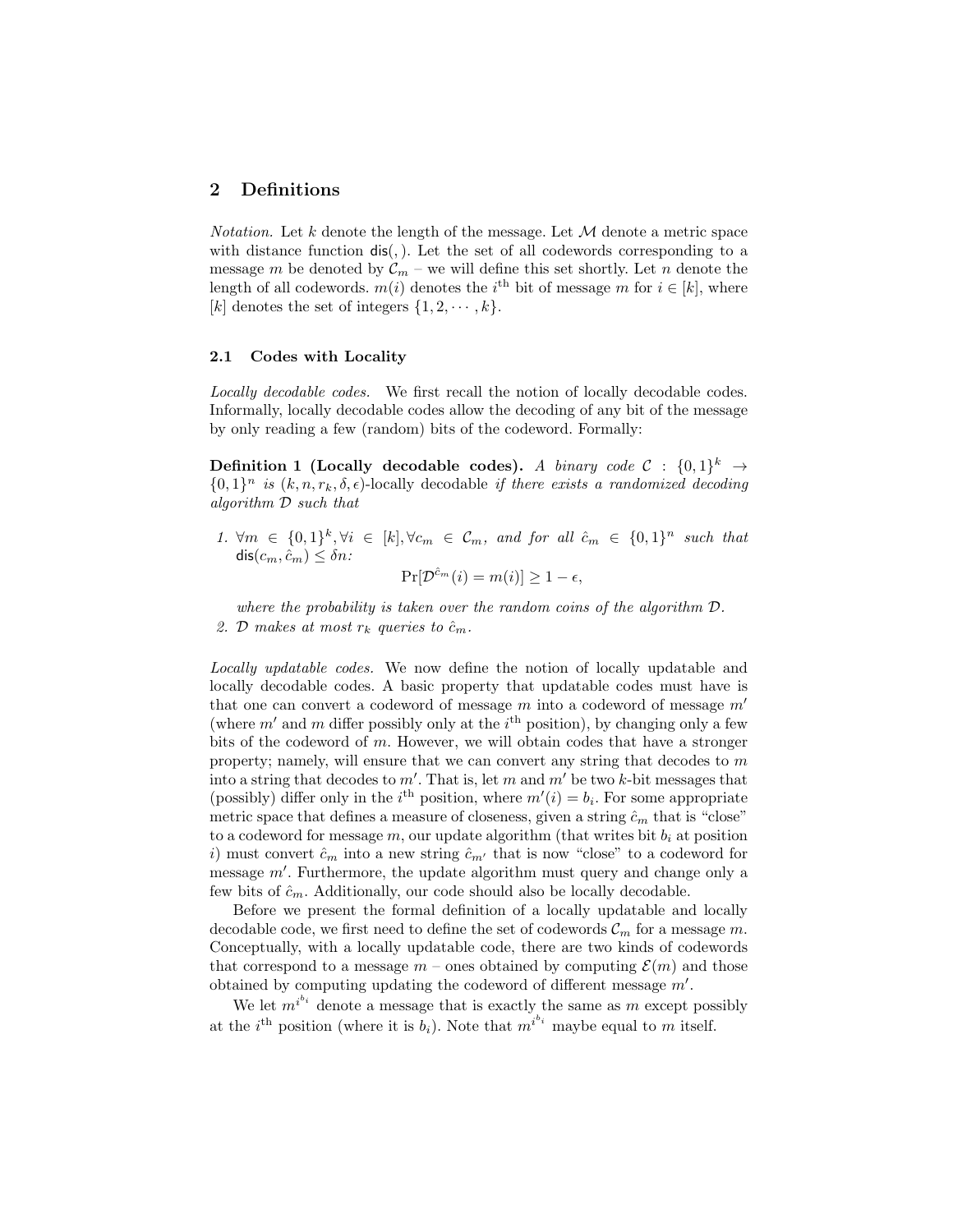## 2 Definitions

*Notation.* Let $k$ denote the length of the message. Let $\mathcal{M}$ denote a metric space with distance function $\mathsf{dis}(,)$. Let the set of all codewords corresponding to a message $m$ be denoted by $\mathcal{C}_m$ – we will define this set shortly. Let $n$ denote the length of all codewords. $m(i)$ denotes the $i^{\text{th}}$ bit of message $m$ for $i \in [k]$, where $[k]$ denotes the set of integers $\{1, 2, \cdots, k\}$.

### 2.1 Codes with Locality

*Locally decodable codes.* We first recall the notion of locally decodable codes. Informally, locally decodable codes allow the decoding of any bit of the message by only reading a few (random) bits of the codeword. Formally:

**Definition 1 (Locally decodable codes).** *A binary code $\mathcal{C} : \{0,1\}^k \to \{0,1\}^n$ is $(k, n, r_k, \delta, \epsilon)$-*locally decodable *if there exists a randomized decoding algorithm $\mathcal{D}$ such that*

1. *$\forall m \in \{0,1\}^k, \forall i \in [k], \forall c_m \in \mathcal{C}_m$, and for all $\hat{c}_m \in \{0,1\}^n$ such that $\mathsf{dis}(c_m, \hat{c}_m) \leq \delta n$:*
$$\Pr[\mathcal{D}^{\hat{c}_m}(i) = m(i)] \geq 1 - \epsilon,$$
*where the probability is taken over the random coins of the algorithm $\mathcal{D}$.*
2. *$\mathcal{D}$ makes at most $r_k$ queries to $\hat{c}_m$.*

*Locally updatable codes.* We now define the notion of locally updatable and locally decodable codes. A basic property that updatable codes must have is that one can convert a codeword of message $m$ into a codeword of message $m'$ (where $m'$ and $m$ differ possibly only at the $i^{\text{th}}$ position), by changing only a few bits of the codeword of $m$. However, we will obtain codes that have a stronger property; namely, will ensure that we can convert any string that decodes to $m$ into a string that decodes to $m'$. That is, let $m$ and $m'$ be two $k$-bit messages that (possibly) differ only in the $i^{\text{th}}$ position, where $m'(i) = b_i$. For some appropriate metric space that defines a measure of closeness, given a string $\hat{c}_m$ that is "close" to a codeword for message $m$, our update algorithm (that writes bit $b_i$ at position $i$) must convert $\hat{c}_m$ into a new string $\hat{c}_{m'}$ that is now "close" to a codeword for message $m'$. Furthermore, the update algorithm must query and change only a few bits of $\hat{c}_m$. Additionally, our code should also be locally decodable.

Before we present the formal definition of a locally updatable and locally decodable code, we first need to define the set of codewords $\mathcal{C}_m$ for a message $m$. Conceptually, with a locally updatable code, there are two kinds of codewords that correspond to a message $m$ – ones obtained by computing $\mathcal{E}(m)$ and those obtained by computing updating the codeword of different message $m'$.

We let $m^{i^{b_i}}$ denote a message that is exactly the same as $m$ except possibly at the $i^{\text{th}}$ position (where it is $b_i$). Note that $m^{i^{b_i}}$ maybe equal to $m$ itself.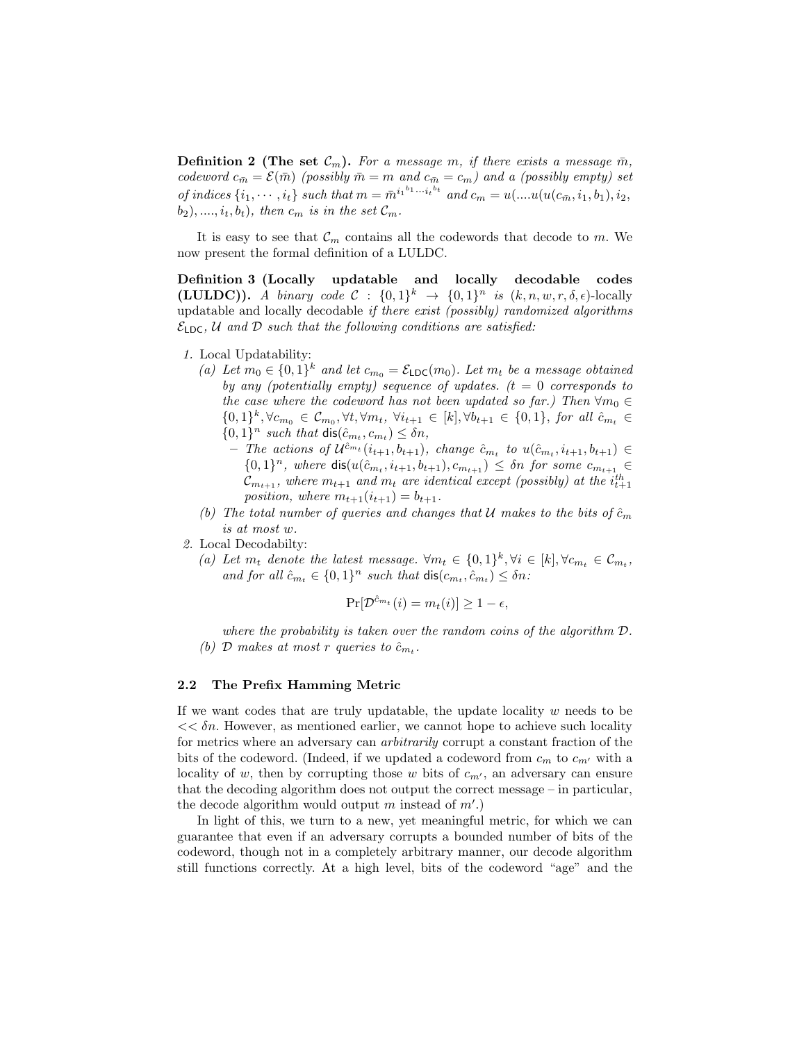**Definition 2 (The set $\mathcal{C}_m$).** *For a message $m$, if there exists a message $\bar{m}$, codeword $c_{\bar{m}} = \mathcal{E}(\bar{m})$ (possibly $\bar{m} = m$ and $c_{\bar{m}} = c_m$) and a (possibly empty) set of indices $\{i_1, \cdots, i_t\}$ such that $m = \bar{m}^{{i_1}^{b_1} \cdots {i_t}^{b_t}}$ and $c_m = u(....u(u(c_{\bar{m}}, i_1, b_1), i_2, b_2), ...., i_t, b_t)$, then $c_m$ is in the set $\mathcal{C}_m$.*

It is easy to see that $\mathcal{C}_m$ contains all the codewords that decode to $m$. We now present the formal definition of a LULDC.

**Definition 3 (Locally updatable and locally decodable codes (LULDC)).** *A binary code $\mathcal{C} : \{0,1\}^k \rightarrow \{0,1\}^n$ is $(k, n, w, r, \delta, \epsilon)$-locally updatable and locally decodable if there exist (possibly) randomized algorithms $\mathcal{E}_{\mathsf{LDC}}$, $\mathcal{U}$ and $\mathcal{D}$ such that the following conditions are satisfied:*

1. Local Updatability:
   (a) *Let $m_0 \in \{0,1\}^k$ and let $c_{m_0} = \mathcal{E}_{\mathsf{LDC}}(m_0)$. Let $m_t$ be a message obtained by any (potentially empty) sequence of updates. ($t = 0$ corresponds to the case where the codeword has not been updated so far.) Then $\forall m_0 \in \{0,1\}^k, \forall c_{m_0} \in \mathcal{C}_{m_0}, \forall t, \forall m_t$, $\forall i_{t+1} \in [k], \forall b_{t+1} \in \{0,1\}$, for all $\hat{c}_{m_t} \in \{0,1\}^n$ such that $\mathsf{dis}(\hat{c}_{m_t}, c_{m_t}) \leq \delta n$,*
      - *The actions of $\mathcal{U}^{\hat{c}_{m_t}}(i_{t+1}, b_{t+1})$, change $\hat{c}_{m_t}$ to $u(\hat{c}_{m_t}, i_{t+1}, b_{t+1}) \in \{0,1\}^n$, where $\mathsf{dis}(u(\hat{c}_{m_t}, i_{t+1}, b_{t+1}), c_{m_{t+1}}) \leq \delta n$ for some $c_{m_{t+1}} \in \mathcal{C}_{m_{t+1}}$, where $m_{t+1}$ and $m_t$ are identical except (possibly) at the $i_{t+1}^{th}$ position, where $m_{t+1}(i_{t+1}) = b_{t+1}$.*

   (b) *The total number of queries and changes that $\mathcal{U}$ makes to the bits of $\hat{c}_m$ is at most $w$.*
2. Local Decodabilty:
   (a) *Let $m_t$ denote the latest message. $\forall m_t \in \{0,1\}^k, \forall i \in [k], \forall c_{m_t} \in \mathcal{C}_{m_t}$, and for all $\hat{c}_{m_t} \in \{0,1\}^n$ such that $\mathsf{dis}(c_{m_t}, \hat{c}_{m_t}) \leq \delta n$:*
   $$\Pr[\mathcal{D}^{\hat{c}_{m_t}}(i) = m_t(i)] \geq 1 - \epsilon,$$
   *where the probability is taken over the random coins of the algorithm $\mathcal{D}$.*

   (b) *$\mathcal{D}$ makes at most $r$ queries to $\hat{c}_{m_t}$.*

### 2.2 The Prefix Hamming Metric

If we want codes that are truly updatable, the update locality $w$ needs to be $<< \delta n$. However, as mentioned earlier, we cannot hope to achieve such locality for metrics where an adversary can *arbitrarily* corrupt a constant fraction of the bits of the codeword. (Indeed, if we updated a codeword from $c_m$ to $c_{m'}$ with a locality of $w$, then by corrupting those $w$ bits of $c_{m'}$, an adversary can ensure that the decoding algorithm does not output the correct message – in particular, the decode algorithm would output $m$ instead of $m'$.)

In light of this, we turn to a new, yet meaningful metric, for which we can guarantee that even if an adversary corrupts a bounded number of bits of the codeword, though not in a completely arbitrary manner, our decode algorithm still functions correctly. At a high level, bits of the codeword "age" and the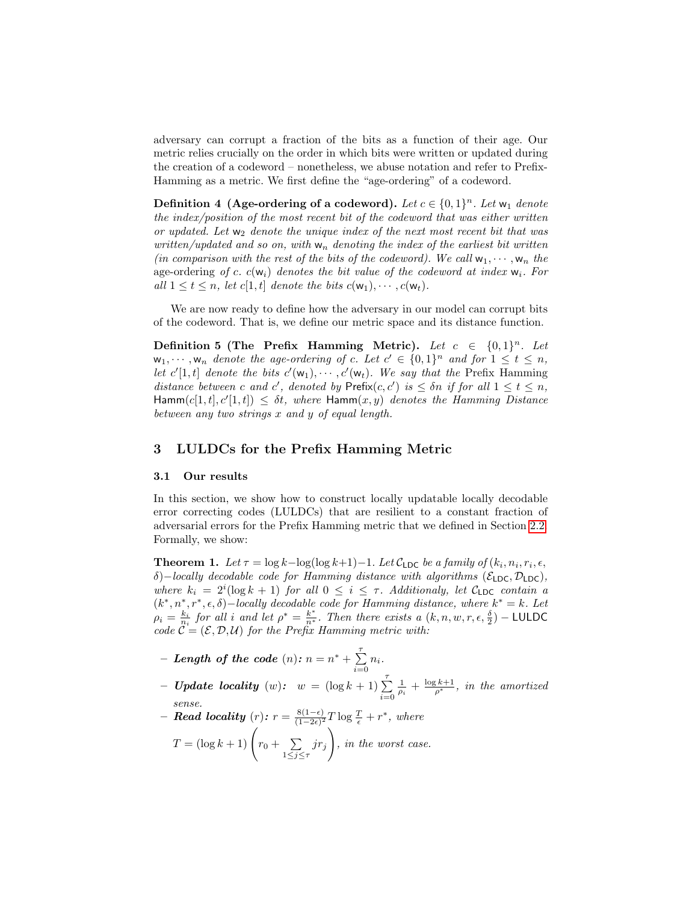adversary can corrupt a fraction of the bits as a function of their age. Our metric relies crucially on the order in which bits were written or updated during the creation of a codeword – nonetheless, we abuse notation and refer to Prefix-Hamming as a metric. We first define the "age-ordering" of a codeword.

**Definition 4 (Age-ordering of a codeword).** *Let $c \in \{0,1\}^n$. Let $\mathsf{w}_1$ denote the index/position of the most recent bit of the codeword that was either written or updated. Let $\mathsf{w}_2$ denote the unique index of the next most recent bit that was written/updated and so on, with $\mathsf{w}_n$ denoting the index of the earliest bit written (in comparison with the rest of the bits of the codeword). We call $\mathsf{w}_1, \cdots, \mathsf{w}_n$ the* age-ordering *of $c$. $c(\mathsf{w}_i)$ denotes the bit value of the codeword at index $\mathsf{w}_i$. For all $1 \le t \le n$, let $c[1,t]$ denote the bits $c(\mathsf{w}_1), \cdots, c(\mathsf{w}_t)$.*

We are now ready to define how the adversary in our model can corrupt bits of the codeword. That is, we define our metric space and its distance function.

**Definition 5 (The Prefix Hamming Metric).** *Let $c \in \{0,1\}^n$. Let $\mathsf{w}_1, \cdots, \mathsf{w}_n$ denote the age-ordering of $c$. Let $c' \in \{0,1\}^n$ and for $1 \le t \le n$, let $c'[1,t]$ denote the bits $c'(\mathsf{w}_1), \cdots, c'(\mathsf{w}_t)$. We say that the* Prefix Hamming *distance between $c$ and $c'$, denoted by $\mathsf{Prefix}(c, c')$ is $\le \delta n$ if for all $1 \le t \le n$, $\mathsf{Hamm}(c[1,t], c'[1,t]) \le \delta t$, where $\mathsf{Hamm}(x, y)$ denotes the Hamming Distance between any two strings $x$ and $y$ of equal length.*

## 3 LULDCs for the Prefix Hamming Metric

### 3.1 Our results

In this section, we show how to construct locally updatable locally decodable error correcting codes (LULDCs) that are resilient to a constant fraction of adversarial errors for the Prefix Hamming metric that we defined in Section 2.2. Formally, we show:

**Theorem 1.** *Let $\tau = \log k - \log(\log k+1) - 1$. Let $\mathcal{C}_{\mathsf{LDC}}$ be a family of $(k_i, n_i, r_i, \epsilon, \delta)-$locally decodable code for Hamming distance with algorithms $(\mathcal{E}_{\mathsf{LDC}}, \mathcal{D}_{\mathsf{LDC}})$, where $k_i = 2^i(\log k + 1)$ for all $0 \le i \le \tau$. Additionaly, let $\mathcal{C}_{\mathsf{LDC}}$ contain a $(k^*, n^*, r^*, \epsilon, \delta)-$locally decodable code for Hamming distance, where $k^* = k$. Let $\rho_i = \frac{k_i}{n_i}$ for all $i$ and let $\rho^* = \frac{k^*}{n^*}$. Then there exists a $(k, n, w, r, \epsilon, \frac{\delta}{2}) - \mathsf{LULDC}$ code $\mathcal{C} = (\mathcal{E}, \mathcal{D}, \mathcal{U})$ for the Prefix Hamming metric with:*

- ***Length of the code** $(n)$: $n = n^* + \sum_{i=0}^{\tau} n_i$.*
- ***Update locality** $(w)$: $w = (\log k + 1) \sum_{i=0}^{\tau} \frac{1}{\rho_i} + \frac{\log k + 1}{\rho^*}$, in the amortized sense.*
- ***Read locality** $(r)$: $r = \frac{8(1-\epsilon)}{(1-2\epsilon)^2} T \log \frac{T}{\epsilon} + r^*$, where*
  $T = (\log k + 1) \left( r_0 + \sum_{1 \le j \le \tau} j r_j \right)$*, in the worst case.*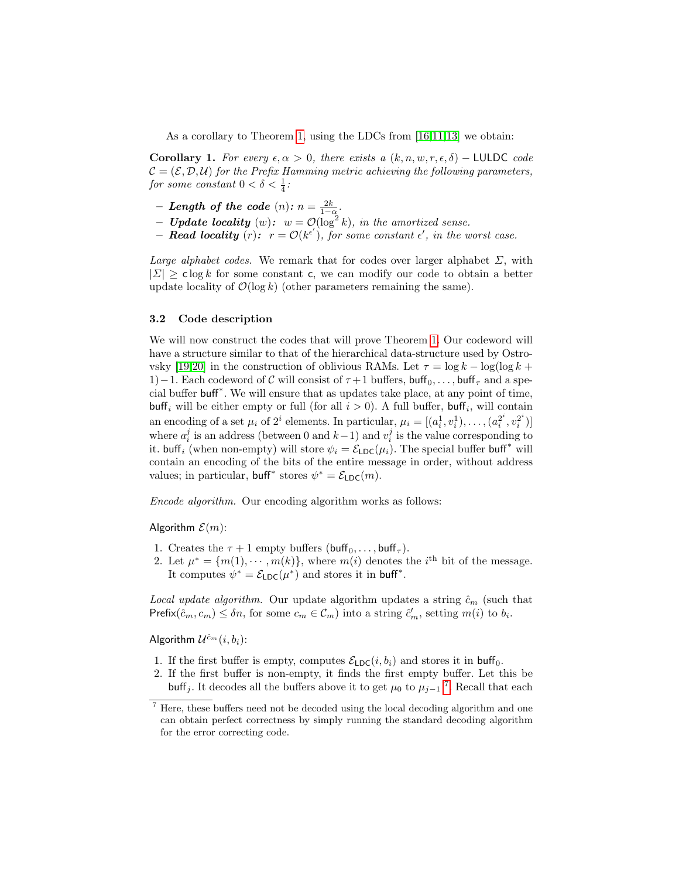As a corollary to Theorem 1, using the LDCs from [16,11,13] we obtain:

**Corollary 1.** *For every $\epsilon, \alpha > 0$, there exists a $(k, n, w, r, \epsilon, \delta) - \mathsf{LULDC}$ code $\mathcal{C} = (\mathcal{E}, \mathcal{D}, \mathcal{U})$ for the Prefix Hamming metric achieving the following parameters, for some constant $0 < \delta < \frac{1}{4}$:*

- ***Length of the code*** $(n)$***:*** $n = \frac{2k}{1-\alpha}$.
- ***Update locality*** $(w)$***:*** $w = \mathcal{O}(\log^2 k)$*, in the amortized sense.*
- ***Read locality*** $(r)$***:*** $r = \mathcal{O}(k^{\epsilon'})$*, for some constant $\epsilon'$, in the worst case.*

*Large alphabet codes.* We remark that for codes over larger alphabet $\Sigma$, with $|\Sigma| \geq \mathsf{c} \log k$ for some constant $\mathsf{c}$, we can modify our code to obtain a better update locality of $\mathcal{O}(\log k)$ (other parameters remaining the same).

### 3.2 Code description

We will now construct the codes that will prove Theorem 1. Our codeword will have a structure similar to that of the hierarchical data-structure used by Ostrovsky [19,20] in the construction of oblivious RAMs. Let $\tau = \log k - \log(\log k + 1) - 1$. Each codeword of $\mathcal{C}$ will consist of $\tau + 1$ buffers, $\mathsf{buff}_0, \ldots, \mathsf{buff}_\tau$ and a special buffer $\mathsf{buff}^*$. We will ensure that as updates take place, at any point of time, $\mathsf{buff}_i$ will be either empty or full (for all $i > 0$). A full buffer, $\mathsf{buff}_i$, will contain an encoding of a set $\mu_i$ of $2^i$ elements. In particular, $\mu_i = [(a_i^1, v_i^1), \ldots, (a_i^{2^i}, v_i^{2^i})]$ where $a_i^j$ is an address (between 0 and $k-1$) and $v_i^j$ is the value corresponding to it. $\mathsf{buff}_i$ (when non-empty) will store $\psi_i = \mathcal{E}_{\mathsf{LDC}}(\mu_i)$. The special buffer $\mathsf{buff}^*$ will contain an encoding of the bits of the entire message in order, without address values; in particular, $\mathsf{buff}^*$ stores $\psi^* = \mathcal{E}_{\mathsf{LDC}}(m)$.

*Encode algorithm.* Our encoding algorithm works as follows:

Algorithm $\mathcal{E}(m)$:

1. Creates the $\tau + 1$ empty buffers $(\mathsf{buff}_0, \ldots, \mathsf{buff}_\tau)$.
2. Let $\mu^* = \{m(1), \cdots, m(k)\}$, where $m(i)$ denotes the $i^{\text{th}}$ bit of the message. It computes $\psi^* = \mathcal{E}_{\mathsf{LDC}}(\mu^*)$ and stores it in $\mathsf{buff}^*$.

*Local update algorithm.* Our update algorithm updates a string $\hat{c}_m$ (such that $\mathsf{Prefix}(\hat{c}_m, c_m) \leq \delta n$, for some $c_m \in \mathcal{C}_m$) into a string $\hat{c}'_m$, setting $m(i)$ to $b_i$.

Algorithm $\mathcal{U}^{\hat{c}_m}(i, b_i)$:

1. If the first buffer is empty, computes $\mathcal{E}_{\mathsf{LDC}}(i, b_i)$ and stores it in $\mathsf{buff}_0$.
2. If the first buffer is non-empty, it finds the first empty buffer. Let this be $\mathsf{buff}_j$. It decodes all the buffers above it to get $\mu_0$ to $\mu_{j-1}$ [7]. Recall that each

[7] Here, these buffers need not be decoded using the local decoding algorithm and one can obtain perfect correctness by simply running the standard decoding algorithm for the error correcting code.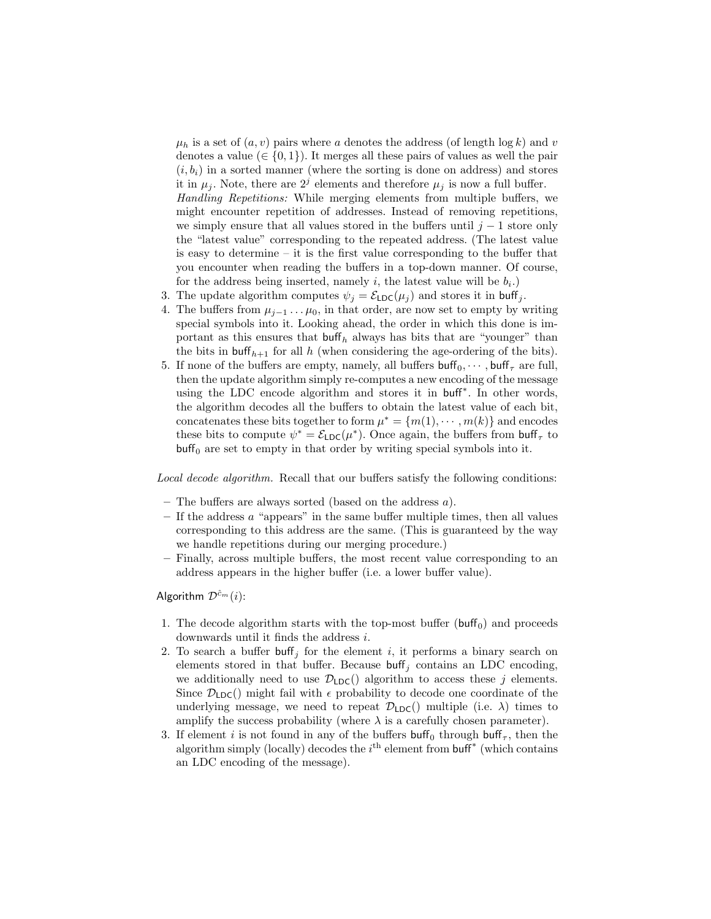$\mu_h$ is a set of $(a, v)$ pairs where $a$ denotes the address (of length $\log k$) and $v$ denotes a value ($\in \{0, 1\}$). It merges all these pairs of values as well the pair $(i, b_i)$ in a sorted manner (where the sorting is done on address) and stores it in $\mu_j$. Note, there are $2^j$ elements and therefore $\mu_j$ is now a full buffer.
*Handling Repetitions:* While merging elements from multiple buffers, we might encounter repetition of addresses. Instead of removing repetitions, we simply ensure that all values stored in the buffers until $j-1$ store only the "latest value" corresponding to the repeated address. (The latest value is easy to determine – it is the first value corresponding to the buffer that you encounter when reading the buffers in a top-down manner. Of course, for the address being inserted, namely $i$, the latest value will be $b_i$.)

3. The update algorithm computes $\psi_j = \mathcal{E}_{\mathsf{LDC}}(\mu_j)$ and stores it in $\mathsf{buff}_j$.
4. The buffers from $\mu_{j-1} \ldots \mu_0$, in that order, are now set to empty by writing special symbols into it. Looking ahead, the order in which this done is important as this ensures that $\mathsf{buff}_h$ always has bits that are "younger" than the bits in $\mathsf{buff}_{h+1}$ for all $h$ (when considering the age-ordering of the bits).
5. If none of the buffers are empty, namely, all buffers $\mathsf{buff}_0, \cdots, \mathsf{buff}_\tau$ are full, then the update algorithm simply re-computes a new encoding of the message using the LDC encode algorithm and stores it in $\mathsf{buff}^*$. In other words, the algorithm decodes all the buffers to obtain the latest value of each bit, concatenates these bits together to form $\mu^* = \{m(1), \cdots, m(k)\}$ and encodes these bits to compute $\psi^* = \mathcal{E}_{\mathsf{LDC}}(\mu^*)$. Once again, the buffers from $\mathsf{buff}_\tau$ to $\mathsf{buff}_0$ are set to empty in that order by writing special symbols into it.

*Local decode algorithm.* Recall that our buffers satisfy the following conditions:

– The buffers are always sorted (based on the address $a$).
– If the address $a$ "appears" in the same buffer multiple times, then all values corresponding to this address are the same. (This is guaranteed by the way we handle repetitions during our merging procedure.)
– Finally, across multiple buffers, the most recent value corresponding to an address appears in the higher buffer (i.e. a lower buffer value).

Algorithm $\mathcal{D}^{\hat{c}_m}(i)$:

1. The decode algorithm starts with the top-most buffer ($\mathsf{buff}_0$) and proceeds downwards until it finds the address $i$.
2. To search a buffer $\mathsf{buff}_j$ for the element $i$, it performs a binary search on elements stored in that buffer. Because $\mathsf{buff}_j$ contains an LDC encoding, we additionally need to use $\mathcal{D}_{\mathsf{LDC}}()$ algorithm to access these $j$ elements. Since $\mathcal{D}_{\mathsf{LDC}}()$ might fail with $\epsilon$ probability to decode one coordinate of the underlying message, we need to repeat $\mathcal{D}_{\mathsf{LDC}}()$ multiple (i.e. $\lambda$) times to amplify the success probability (where $\lambda$ is a carefully chosen parameter).
3. If element $i$ is not found in any of the buffers $\mathsf{buff}_0$ through $\mathsf{buff}_\tau$, then the algorithm simply (locally) decodes the $i^{\text{th}}$ element from $\mathsf{buff}^*$ (which contains an LDC encoding of the message).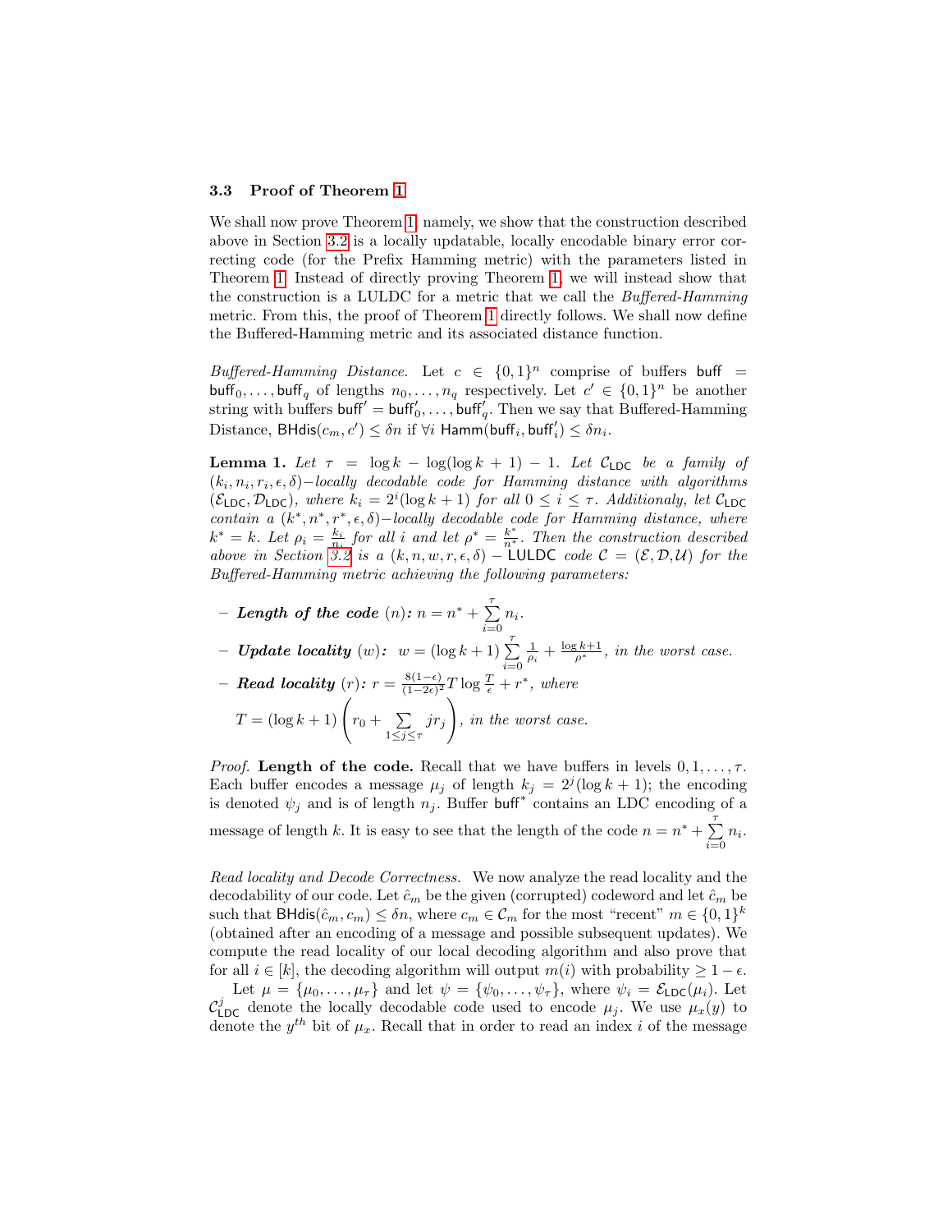### 3.3 Proof of Theorem 1

We shall now prove Theorem 1, namely, we show that the construction described above in Section 3.2 is a locally updatable, locally encodable binary error correcting code (for the Prefix Hamming metric) with the parameters listed in Theorem 1. Instead of directly proving Theorem 1, we will instead show that the construction is a LULDC for a metric that we call the *Buffered-Hamming* metric. From this, the proof of Theorem 1 directly follows. We shall now define the Buffered-Hamming metric and its associated distance function.

*Buffered-Hamming Distance.* Let $c \in \{0,1\}^n$ comprise of buffers $\mathsf{buff} = \mathsf{buff}_0, \ldots, \mathsf{buff}_q$ of lengths $n_0, \ldots, n_q$ respectively. Let $c' \in \{0,1\}^n$ be another string with buffers $\mathsf{buff}' = \mathsf{buff}'_0, \ldots, \mathsf{buff}'_q$. Then we say that Buffered-Hamming Distance, $\mathsf{BHdis}(c_m, c') \leq \delta n$ if $\forall i$ $\mathsf{Hamm}(\mathsf{buff}_i, \mathsf{buff}'_i) \leq \delta n_i$.

**Lemma 1.** *Let $\tau = \log k - \log(\log k + 1) - 1$. Let $\mathcal{C}_{\mathsf{LDC}}$ be a family of $(k_i, n_i, r_i, \epsilon, \delta)-$locally decodable code for Hamming distance with algorithms $(\mathcal{E}_{\mathsf{LDC}}, \mathcal{D}_{\mathsf{LDC}})$, where $k_i = 2^i(\log k + 1)$ for all $0 \leq i \leq \tau$. Additionaly, let $\mathcal{C}_{\mathsf{LDC}}$ contain a $(k^*, n^*, r^*, \epsilon, \delta)-$locally decodable code for Hamming distance, where $k^* = k$. Let $\rho_i = \frac{k_i}{n_i}$ for all $i$ and let $\rho^* = \frac{k^*}{n^*}$. Then the construction described above in Section 3.2 is a $(k, n, w, r, \epsilon, \delta) - \mathsf{LULDC}$ code $\mathcal{C} = (\mathcal{E}, \mathcal{D}, \mathcal{U})$ for the Buffered-Hamming metric achieving the following parameters:*

- ***Length of the code** $(n)$: $n = n^* + \sum_{i=0}^{\tau} n_i$.*
- ***Update locality** $(w)$: $w = (\log k + 1) \sum_{i=0}^{\tau} \frac{1}{\rho_i} + \frac{\log k + 1}{\rho^*}$, in the worst case.*
- ***Read locality** $(r)$: $r = \frac{8(1-\epsilon)}{(1-2\epsilon)^2} T \log \frac{T}{\epsilon} + r^*$, where*

  $T = (\log k + 1)\left(r_0 + \sum_{1 \leq j \leq \tau} j r_j\right)$*, in the worst case.*

*Proof.* **Length of the code.** Recall that we have buffers in levels $0, 1, \ldots, \tau$. Each buffer encodes a message $\mu_j$ of length $k_j = 2^j(\log k + 1)$; the encoding is denoted $\psi_j$ and is of length $n_j$. Buffer $\mathsf{buff}^*$ contains an LDC encoding of a message of length $k$. It is easy to see that the length of the code $n = n^* + \sum_{i=0}^{\tau} n_i$.

*Read locality and Decode Correctness.* We now analyze the read locality and the decodability of our code. Let $\hat{c}_m$ be the given (corrupted) codeword and let $\hat{c}_m$ be such that $\mathsf{BHdis}(\hat{c}_m, c_m) \leq \delta n$, where $c_m \in \mathcal{C}_m$ for the most "recent" $m \in \{0,1\}^k$ (obtained after an encoding of a message and possible subsequent updates). We compute the read locality of our local decoding algorithm and also prove that for all $i \in [k]$, the decoding algorithm will output $m(i)$ with probability $\geq 1 - \epsilon$.

Let $\mu = \{\mu_0, \ldots, \mu_\tau\}$ and let $\psi = \{\psi_0, \ldots, \psi_\tau\}$, where $\psi_i = \mathcal{E}_{\mathsf{LDC}}(\mu_i)$. Let $\mathcal{C}^j_{\mathsf{LDC}}$ denote the locally decodable code used to encode $\mu_j$. We use $\mu_x(y)$ to denote the $y^{th}$ bit of $\mu_x$. Recall that in order to read an index $i$ of the message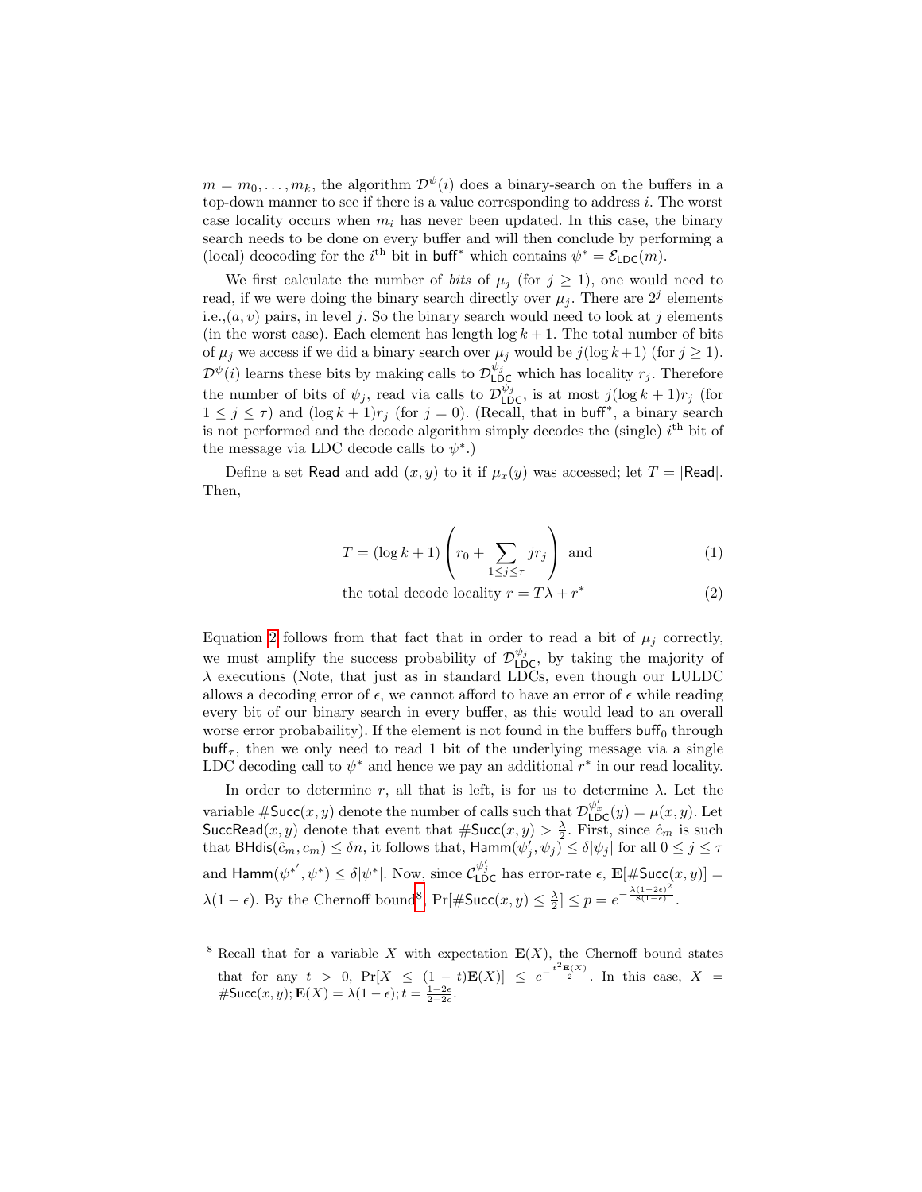$m = m_0, \ldots, m_k$, the algorithm $\mathcal{D}^\psi(i)$ does a binary-search on the buffers in a top-down manner to see if there is a value corresponding to address $i$. The worst case locality occurs when $m_i$ has never been updated. In this case, the binary search needs to be done on every buffer and will then conclude by performing a (local) deocoding for the $i^{\text{th}}$ bit in $\mathsf{buff}^*$ which contains $\psi^* = \mathcal{E}_{\mathsf{LDC}}(m)$.

We first calculate the number of *bits* of $\mu_j$ (for $j \geq 1$), one would need to read, if we were doing the binary search directly over $\mu_j$. There are $2^j$ elements i.e.,$(a, v)$ pairs, in level $j$. So the binary search would need to look at $j$ elements (in the worst case). Each element has length $\log k + 1$. The total number of bits of $\mu_j$ we access if we did a binary search over $\mu_j$ would be $j(\log k+1)$ (for $j \geq 1$). $\mathcal{D}^\psi(i)$ learns these bits by making calls to $\mathcal{D}_{\mathsf{LDC}}^{\psi_j}$ which has locality $r_j$. Therefore the number of bits of $\psi_j$, read via calls to $\mathcal{D}_{\mathsf{LDC}}^{\psi_j}$, is at most $j(\log k + 1)r_j$ (for $1 \leq j \leq \tau$) and $(\log k + 1)r_j$ (for $j = 0$). (Recall, that in $\mathsf{buff}^*$, a binary search is not performed and the decode algorithm simply decodes the (single) $i^{\text{th}}$ bit of the message via LDC decode calls to $\psi^*$.)

Define a set $\mathsf{Read}$ and add $(x, y)$ to it if $\mu_x(y)$ was accessed; let $T = |\mathsf{Read}|$. Then,

$$T = (\log k + 1)\left(r_0 + \sum_{1 \leq j \leq \tau} j r_j\right) \text{ and} \tag{1}$$

$$\text{the total decode locality } r = T\lambda + r^* \tag{2}$$

Equation 2 follows from that fact that in order to read a bit of $\mu_j$ correctly, we must amplify the success probability of $\mathcal{D}_{\mathsf{LDC}}^{\psi_j}$, by taking the majority of $\lambda$ executions (Note, that just as in standard LDCs, even though our LULDC allows a decoding error of $\epsilon$, we cannot afford to have an error of $\epsilon$ while reading every bit of our binary search in every buffer, as this would lead to an overall worse error probabaility). If the element is not found in the buffers $\mathsf{buff}_0$ through $\mathsf{buff}_\tau$, then we only need to read 1 bit of the underlying message via a single LDC decoding call to $\psi^*$ and hence we pay an additional $r^*$ in our read locality.

In order to determine $r$, all that is left, is for us to determine $\lambda$. Let the variable $\#\mathsf{Succ}(x, y)$ denote the number of calls such that $\mathcal{D}_{\mathsf{LDC}}^{\psi_x'}(y) = \mu(x, y)$. Let $\mathsf{SuccRead}(x, y)$ denote that event that $\#\mathsf{Succ}(x, y) > \frac{\lambda}{2}$. First, since $\hat{c}_m$ is such that $\mathsf{BHdis}(\hat{c}_m, c_m) \leq \delta n$, it follows that, $\mathsf{Hamm}(\psi_j', \psi_j) \leq \delta|\psi_j|$ for all $0 \leq j \leq \tau$ and $\mathsf{Hamm}(\psi^{*'}, \psi^*) \leq \delta|\psi^*|$. Now, since $\mathcal{C}_{\mathsf{LDC}}^{\psi_j'}$ has error-rate $\epsilon$, $\mathbf{E}[\#\mathsf{Succ}(x, y)] = \lambda(1 - \epsilon)$. By the Chernoff bound[8], $\Pr[\#\mathsf{Succ}(x, y) \leq \frac{\lambda}{2}] \leq p = e^{-\frac{\lambda(1-2\epsilon)^2}{8(1-\epsilon)}}$.

[8] Recall that for a variable $X$ with expectation $\mathbf{E}(X)$, the Chernoff bound states that for any $t > 0$, $\Pr[X \leq (1 - t)\mathbf{E}(X)] \leq e^{-\frac{t^2\mathbf{E}(X)}{2}}$. In this case, $X = \#\mathsf{Succ}(x, y); \mathbf{E}(X) = \lambda(1 - \epsilon); t = \frac{1-2\epsilon}{2-2\epsilon}$.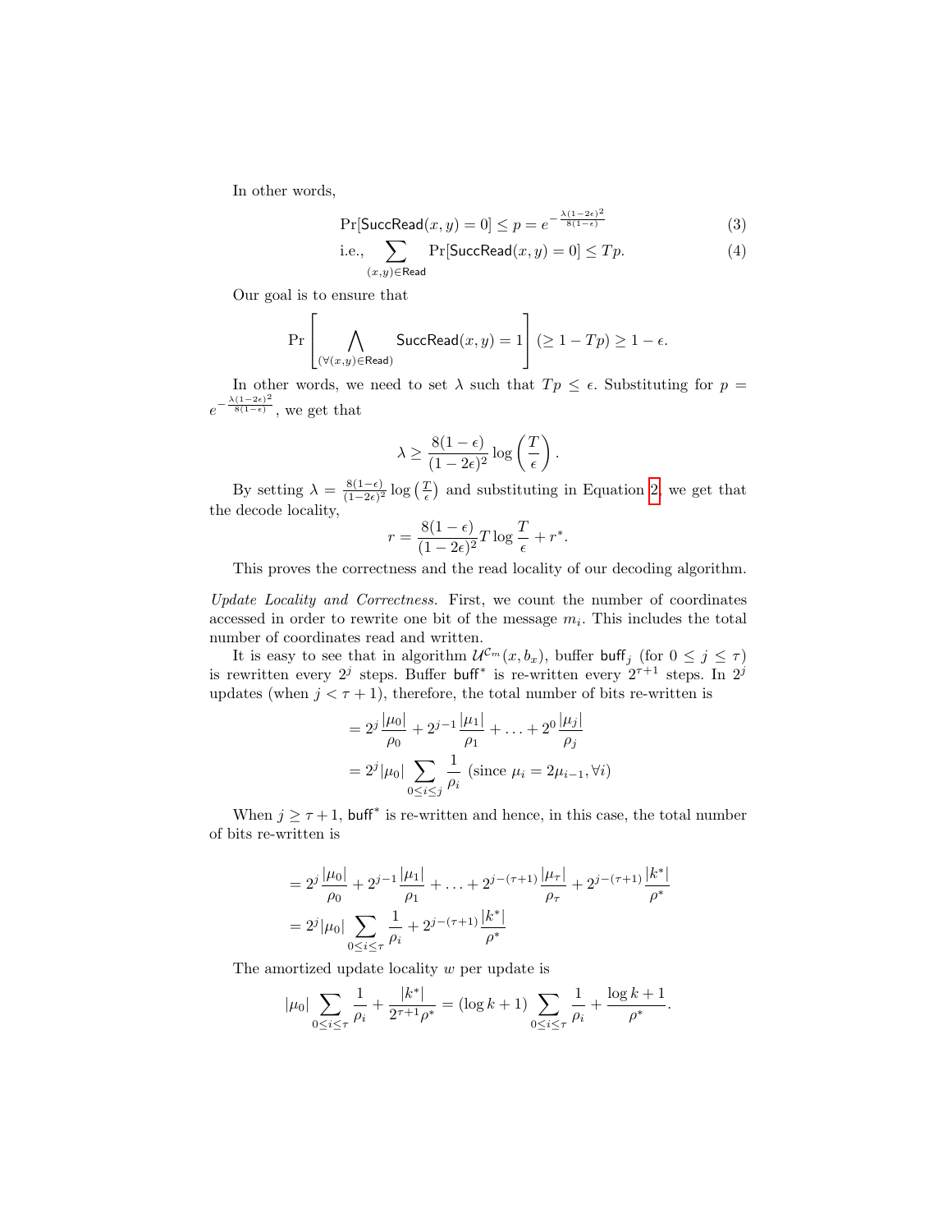In other words,

$$\Pr[\mathsf{SuccRead}(x,y)=0] \leq p = e^{-\frac{\lambda(1-2\epsilon)^2}{8(1-\epsilon)}} \tag{3}$$

$$\text{i.e.,} \sum_{(x,y)\in\mathsf{Read}} \Pr[\mathsf{SuccRead}(x,y)=0] \leq Tp. \tag{4}$$

Our goal is to ensure that

$$\Pr\left[\bigwedge_{(\forall(x,y)\in\mathsf{Read})} \mathsf{SuccRead}(x,y)=1\right] (\geq 1-Tp) \geq 1-\epsilon.$$

In other words, we need to set $\lambda$ such that $Tp \leq \epsilon$. Substituting for $p = e^{-\frac{\lambda(1-2\epsilon)^2}{8(1-\epsilon)}}$, we get that

$$\lambda \geq \frac{8(1-\epsilon)}{(1-2\epsilon)^2}\log\left(\frac{T}{\epsilon}\right).$$

By setting $\lambda = \frac{8(1-\epsilon)}{(1-2\epsilon)^2}\log\left(\frac{T}{\epsilon}\right)$ and substituting in Equation 2, we get that the decode locality,

$$r = \frac{8(1-\epsilon)}{(1-2\epsilon)^2}T\log\frac{T}{\epsilon} + r^*.$$

This proves the correctness and the read locality of our decoding algorithm.

*Update Locality and Correctness.* First, we count the number of coordinates accessed in order to rewrite one bit of the message $m_i$. This includes the total number of coordinates read and written.

It is easy to see that in algorithm $\mathcal{U}^{\mathcal{C}_m}(x, b_x)$, buffer $\mathsf{buff}_j$ (for $0 \leq j \leq \tau$) is rewritten every $2^j$ steps. Buffer $\mathsf{buff}^*$ is re-written every $2^{\tau+1}$ steps. In $2^j$ updates (when $j < \tau+1$), therefore, the total number of bits re-written is

$$\begin{aligned}
&= 2^j\frac{|\mu_0|}{\rho_0} + 2^{j-1}\frac{|\mu_1|}{\rho_1} + \ldots + 2^0\frac{|\mu_j|}{\rho_j} \\
&= 2^j|\mu_0|\sum_{0\leq i\leq j}\frac{1}{\rho_i} \text{ (since } \mu_i = 2\mu_{i-1}, \forall i)
\end{aligned}$$

When $j \geq \tau+1$, $\mathsf{buff}^*$ is re-written and hence, in this case, the total number of bits re-written is

$$\begin{aligned}
&= 2^j\frac{|\mu_0|}{\rho_0} + 2^{j-1}\frac{|\mu_1|}{\rho_1} + \ldots + 2^{j-(\tau+1)}\frac{|\mu_\tau|}{\rho_\tau} + 2^{j-(\tau+1)}\frac{|k^*|}{\rho^*} \\
&= 2^j|\mu_0|\sum_{0\leq i\leq \tau}\frac{1}{\rho_i} + 2^{j-(\tau+1)}\frac{|k^*|}{\rho^*}
\end{aligned}$$

The amortized update locality $w$ per update is

$$|\mu_0|\sum_{0\leq i\leq\tau}\frac{1}{\rho_i} + \frac{|k^*|}{2^{\tau+1}\rho^*} = (\log k + 1)\sum_{0\leq i\leq\tau}\frac{1}{\rho_i} + \frac{\log k + 1}{\rho^*}.$$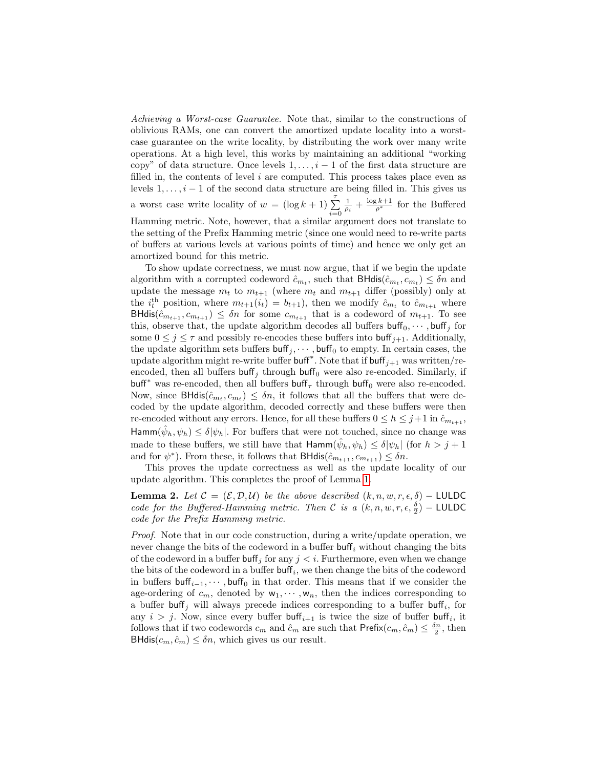*Achieving a Worst-case Guarantee.* Note that, similar to the constructions of oblivious RAMs, one can convert the amortized update locality into a worst-case guarantee on the write locality, by distributing the work over many write operations. At a high level, this works by maintaining an additional "working copy" of data structure. Once levels $1, \ldots, i-1$ of the first data structure are filled in, the contents of level $i$ are computed. This process takes place even as levels $1, \ldots, i-1$ of the second data structure are being filled in. This gives us a worst case write locality of $w = (\log k + 1) \sum_{i=0}^{\tau} \frac{1}{\rho_i} + \frac{\log k + 1}{\rho^*}$ for the Buffered Hamming metric. Note, however, that a similar argument does not translate to the setting of the Prefix Hamming metric (since one would need to re-write parts of buffers at various levels at various points of time) and hence we only get an amortized bound for this metric.

To show update correctness, we must now argue, that if we begin the update algorithm with a corrupted codeword $\hat{c}_{m_t}$, such that $\mathsf{BHdis}(\hat{c}_{m_t}, c_{m_t}) \leq \delta n$ and update the message $m_t$ to $m_{t+1}$ (where $m_t$ and $m_{t+1}$ differ (possibly) only at the $i_t^{\text{th}}$ position, where $m_{t+1}(i_t) = b_{t+1}$), then we modify $\hat{c}_{m_t}$ to $\hat{c}_{m_{t+1}}$ where $\mathsf{BHdis}(\hat{c}_{m_{t+1}}, c_{m_{t+1}}) \leq \delta n$ for some $c_{m_{t+1}}$ that is a codeword of $m_{t+1}$. To see this, observe that, the update algorithm decodes all buffers $\mathsf{buff}_0, \cdots, \mathsf{buff}_j$ for some $0 \leq j \leq \tau$ and possibly re-encodes these buffers into $\mathsf{buff}_{j+1}$. Additionally, the update algorithm sets buffers $\mathsf{buff}_j, \cdots, \mathsf{buff}_0$ to empty. In certain cases, the update algorithm might re-write buffer $\mathsf{buff}^*$. Note that if $\mathsf{buff}_{j+1}$ was written/re-encoded, then all buffers $\mathsf{buff}_j$ through $\mathsf{buff}_0$ were also re-encoded. Similarly, if $\mathsf{buff}^*$ was re-encoded, then all buffers $\mathsf{buff}_\tau$ through $\mathsf{buff}_0$ were also re-encoded. Now, since $\mathsf{BHdis}(\hat{c}_{m_t}, c_{m_t}) \leq \delta n$, it follows that all the buffers that were decoded by the update algorithm, decoded correctly and these buffers were then re-encoded without any errors. Hence, for all these buffers $0 \leq h \leq j+1$ in $\hat{c}_{m_{t+1}}$, $\mathsf{Hamm}(\hat{\psi}_h, \psi_h) \leq \delta |\psi_h|$. For buffers that were not touched, since no change was made to these buffers, we still have that $\mathsf{Hamm}(\hat{\psi}_h, \psi_h) \leq \delta |\psi_h|$ (for $h > j+1$ and for $\psi^*$). From these, it follows that $\mathsf{BHdis}(\hat{c}_{m_{t+1}}, c_{m_{t+1}}) \leq \delta n$.

This proves the update correctness as well as the update locality of our update algorithm. This completes the proof of Lemma 1.

**Lemma 2.** *Let $\mathcal{C} = (\mathcal{E}, \mathcal{D}, \mathcal{U})$ be the above described $(k, n, w, r, \epsilon, \delta) - \mathsf{LULDC}$ code for the Buffered-Hamming metric. Then $\mathcal{C}$ is a $(k, n, w, r, \epsilon, \frac{\delta}{2}) - \mathsf{LULDC}$ code for the Prefix Hamming metric.*

*Proof.* Note that in our code construction, during a write/update operation, we never change the bits of the codeword in a buffer $\mathsf{buff}_i$ without changing the bits of the codeword in a buffer $\mathsf{buff}_j$ for any $j < i$. Furthermore, even when we change the bits of the codeword in a buffer $\mathsf{buff}_i$, we then change the bits of the codeword in buffers $\mathsf{buff}_{i-1}, \cdots, \mathsf{buff}_0$ in that order. This means that if we consider the age-ordering of $c_m$, denoted by $\mathsf{w}_1, \cdots, \mathsf{w}_n$, then the indices corresponding to a buffer $\mathsf{buff}_j$ will always precede indices corresponding to a buffer $\mathsf{buff}_i$, for any $i > j$. Now, since every buffer $\mathsf{buff}_{i+1}$ is twice the size of buffer $\mathsf{buff}_i$, it follows that if two codewords $c_m$ and $\hat{c}_m$ are such that $\mathsf{Prefix}(c_m, \hat{c}_m) \leq \frac{\delta n}{2}$, then $\mathsf{BHdis}(c_m, \hat{c}_m) \leq \delta n$, which gives us our result.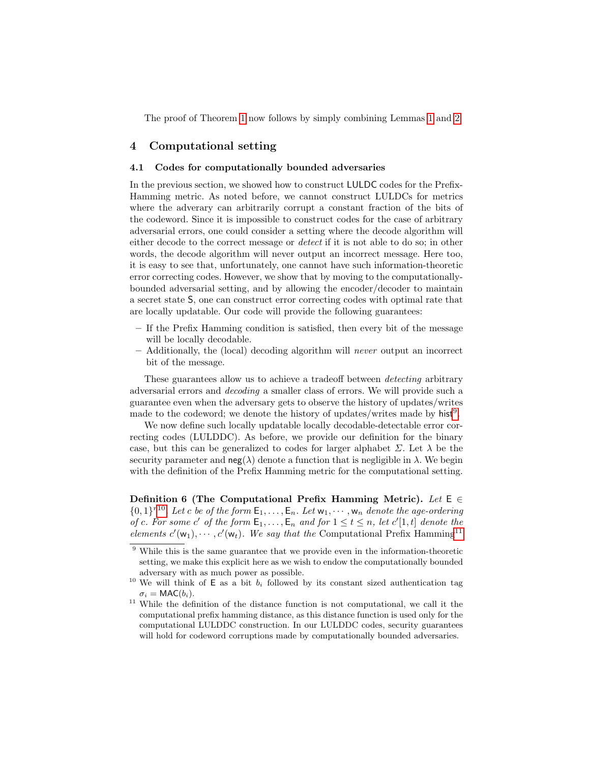The proof of Theorem 1 now follows by simply combining Lemmas 1 and 2.

## 4 Computational setting

### 4.1 Codes for computationally bounded adversaries

In the previous section, we showed how to construct LULDC codes for the Prefix-Hamming metric. As noted before, we cannot construct LULDCs for metrics where the adverary can arbitrarily corrupt a constant fraction of the bits of the codeword. Since it is impossible to construct codes for the case of arbitrary adversarial errors, one could consider a setting where the decode algorithm will either decode to the correct message or *detect* if it is not able to do so; in other words, the decode algorithm will never output an incorrect message. Here too, it is easy to see that, unfortunately, one cannot have such information-theoretic error correcting codes. However, we show that by moving to the computationally-bounded adversarial setting, and by allowing the encoder/decoder to maintain a secret state $\mathsf{S}$, one can construct error correcting codes with optimal rate that are locally updatable. Our code will provide the following guarantees:

- If the Prefix Hamming condition is satisfied, then every bit of the message will be locally decodable.
- Additionally, the (local) decoding algorithm will *never* output an incorrect bit of the message.

These guarantees allow us to achieve a tradeoff between *detecting* arbitrary adversarial errors and *decoding* a smaller class of errors. We will provide such a guarantee even when the adversary gets to observe the history of updates/writes made to the codeword; we denote the history of updates/writes made by $\mathsf{hist}$[9].

We now define such locally updatable locally decodable-detectable error correcting codes (LULDDC). As before, we provide our definition for the binary case, but this can be generalized to codes for larger alphabet $\Sigma$. Let $\lambda$ be the security parameter and $\mathsf{neg}(\lambda)$ denote a function that is negligible in $\lambda$. We begin with the definition of the Prefix Hamming metric for the computational setting.

**Definition 6 (The Computational Prefix Hamming Metric).** *Let $\mathsf{E} \in \{0,1\}^{r}$[10]. Let $c$ be of the form $\mathsf{E}_1, \ldots, \mathsf{E}_n$. Let $\mathsf{w}_1, \cdots, \mathsf{w}_n$ denote the age-ordering of $c$. For some $c'$ of the form $\mathsf{E}_1, \ldots, \mathsf{E}_n$ and for $1 \leq t \leq n$, let $c'[1,t]$ denote the elements $c'(\mathsf{w}_1), \cdots, c'(\mathsf{w}_t)$. We say that the* Computational Prefix Hamming[11]

---

[9] While this is the same guarantee that we provide even in the information-theoretic setting, we make this explicit here as we wish to endow the computationally bounded adversary with as much power as possible.

[10] We will think of $\mathsf{E}$ as a bit $b_i$ followed by its constant sized authentication tag $\sigma_i = \mathsf{MAC}(b_i)$.

[11] While the definition of the distance function is not computational, we call it the computational prefix hamming distance, as this distance function is used only for the computational LULDDC construction. In our LULDDC codes, security guarantees will hold for codeword corruptions made by computationally bounded adversaries.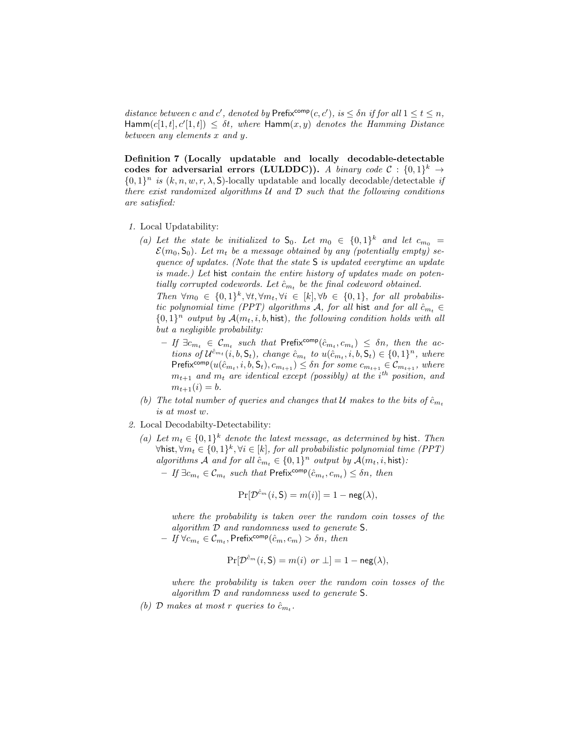*distance between $c$ and $c'$, denoted by $\mathsf{Prefix}^{\mathsf{comp}}(c, c')$, is $\leq \delta n$ if for all $1 \leq t \leq n$, $\mathsf{Hamm}(c[1,t], c'[1,t]) \leq \delta t$, where $\mathsf{Hamm}(x, y)$ denotes the Hamming Distance between any elements $x$ and $y$.*

**Definition 7 (Locally updatable and locally decodable-detectable codes for adversarial errors (LULDDC)).** *A binary code $\mathcal{C} : \{0,1\}^k \to \{0,1\}^n$ is $(k, n, w, r, \lambda, \mathsf{S})$-locally updatable and locally decodable/detectable if there exist randomized algorithms $\mathcal{U}$ and $\mathcal{D}$ such that the following conditions are satisfied:*

1. Local Updatability:
   (a) *Let the state be initialized to $\mathsf{S}_0$. Let $m_0 \in \{0,1\}^k$ and let $c_{m_0} = \mathcal{E}(m_0, \mathsf{S}_0)$. Let $m_t$ be a message obtained by any (potentially empty) sequence of updates. (Note that the state $\mathsf{S}$ is updated everytime an update is made.) Let $\mathsf{hist}$ contain the entire history of updates made on potentially corrupted codewords. Let $\hat{c}_{m_t}$ be the final codeword obtained.*
   *Then $\forall m_0 \in \{0,1\}^k, \forall t, \forall m_t, \forall i \in [k], \forall b \in \{0,1\}$, for all probabilistic polynomial time (PPT) algorithms $\mathcal{A}$, for all $\mathsf{hist}$ and for all $\hat{c}_{m_t} \in \{0,1\}^n$ output by $\mathcal{A}(m_t, i, b, \mathsf{hist})$, the following condition holds with all but a negligible probability:*
      - *If $\exists c_{m_t} \in \mathcal{C}_{m_t}$ such that $\mathsf{Prefix}^{\mathsf{comp}}(\hat{c}_{m_t}, c_{m_t}) \leq \delta n$, then the actions of $\mathcal{U}^{\hat{c}_{m_t}}(i, b, \mathsf{S}_t)$, change $\hat{c}_{m_t}$ to $u(\hat{c}_{m_t}, i, b, \mathsf{S}_t) \in \{0,1\}^n$, where $\mathsf{Prefix}^{\mathsf{comp}}(u(\hat{c}_{m_t}, i, b, \mathsf{S}_t), c_{m_{t+1}}) \leq \delta n$ for some $c_{m_{t+1}} \in \mathcal{C}_{m_{t+1}}$, where $m_{t+1}$ and $m_t$ are identical except (possibly) at the $i^{th}$ position, and $m_{t+1}(i) = b$.*

   (b) *The total number of queries and changes that $\mathcal{U}$ makes to the bits of $\hat{c}_{m_t}$ is at most $w$.*
2. Local Decodabilty-Detectability:
   (a) *Let $m_t \in \{0,1\}^k$ denote the latest message, as determined by $\mathsf{hist}$. Then $\forall \mathsf{hist}, \forall m_t \in \{0,1\}^k, \forall i \in [k]$, for all probabilistic polynomial time (PPT) algorithms $\mathcal{A}$ and for all $\hat{c}_{m_t} \in \{0,1\}^n$ output by $\mathcal{A}(m_t, i, \mathsf{hist})$:*
      - *If $\exists c_{m_t} \in \mathcal{C}_{m_t}$ such that $\mathsf{Prefix}^{\mathsf{comp}}(\hat{c}_{m_t}, c_{m_t}) \leq \delta n$, then*
      $$\Pr[\mathcal{D}^{\hat{c}_m}(i, \mathsf{S}) = m(i)] = 1 - \mathsf{neg}(\lambda),$$
      *where the probability is taken over the random coin tosses of the algorithm $\mathcal{D}$ and randomness used to generate $\mathsf{S}$.*
      - *If $\forall c_{m_t} \in \mathcal{C}_{m_t}, \mathsf{Prefix}^{\mathsf{comp}}(\hat{c}_m, c_m) > \delta n$, then*
      $$\Pr[\mathcal{D}^{\hat{c}_m}(i, \mathsf{S}) = m(i) \text{ or } \perp] = 1 - \mathsf{neg}(\lambda),$$
      *where the probability is taken over the random coin tosses of the algorithm $\mathcal{D}$ and randomness used to generate $\mathsf{S}$.*

   (b) *$\mathcal{D}$ makes at most $r$ queries to $\hat{c}_{m_t}$.*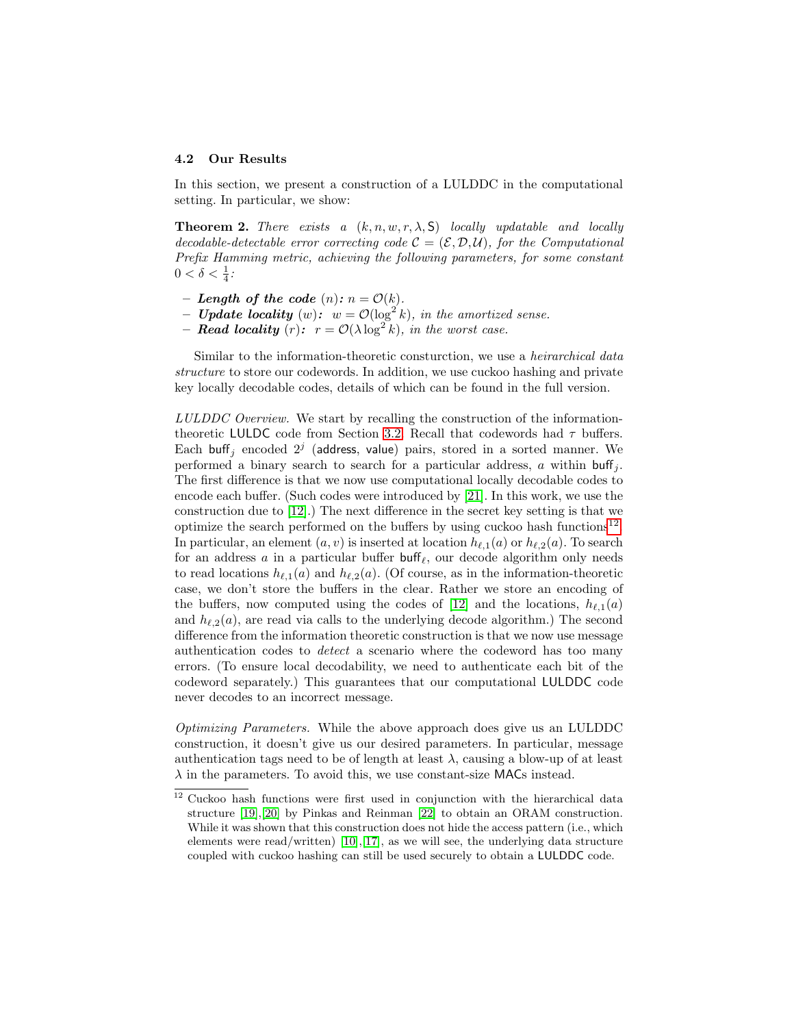### 4.2 Our Results

In this section, we present a construction of a LULDDC in the computational setting. In particular, we show:

**Theorem 2.** *There exists a $(k, n, w, r, \lambda, \mathsf{S})$ locally updatable and locally decodable-detectable error correcting code $\mathcal{C} = (\mathcal{E}, \mathcal{D}, \mathcal{U})$, for the Computational Prefix Hamming metric, achieving the following parameters, for some constant $0 < \delta < \frac{1}{4}$:*

- ***Length of the code*** $(n)$***:*** $n = \mathcal{O}(k)$.
- ***Update locality*** $(w)$***:*** $w = \mathcal{O}(\log^2 k)$*, in the amortized sense.*
- ***Read locality*** $(r)$***:*** $r = \mathcal{O}(\lambda \log^2 k)$*, in the worst case.*

Similar to the information-theoretic consturction, we use a *heirarchical data structure* to store our codewords. In addition, we use cuckoo hashing and private key locally decodable codes, details of which can be found in the full version.

*LULDDC Overview.* We start by recalling the construction of the information-theoretic LULDC code from Section 3.2. Recall that codewords had $\tau$ buffers. Each $\mathsf{buff}_j$ encoded $2^j$ ($\mathsf{address}$, $\mathsf{value}$) pairs, stored in a sorted manner. We performed a binary search to search for a particular address, $a$ within $\mathsf{buff}_j$. The first difference is that we now use computational locally decodable codes to encode each buffer. (Such codes were introduced by [21]. In this work, we use the construction due to [12].) The next difference in the secret key setting is that we optimize the search performed on the buffers by using cuckoo hash functions[12]. In particular, an element $(a, v)$ is inserted at location $h_{\ell,1}(a)$ or $h_{\ell,2}(a)$. To search for an address $a$ in a particular buffer $\mathsf{buff}_\ell$, our decode algorithm only needs to read locations $h_{\ell,1}(a)$ and $h_{\ell,2}(a)$. (Of course, as in the information-theoretic case, we don't store the buffers in the clear. Rather we store an encoding of the buffers, now computed using the codes of [12] and the locations, $h_{\ell,1}(a)$ and $h_{\ell,2}(a)$, are read via calls to the underlying decode algorithm.) The second difference from the information theoretic construction is that we now use message authentication codes to *detect* a scenario where the codeword has too many errors. (To ensure local decodability, we need to authenticate each bit of the codeword separately.) This guarantees that our computational LULDDC code never decodes to an incorrect message.

*Optimizing Parameters.* While the above approach does give us an LULDDC construction, it doesn't give us our desired parameters. In particular, message authentication tags need to be of length at least $\lambda$, causing a blow-up of at least $\lambda$ in the parameters. To avoid this, we use constant-size MACs instead.

[12] Cuckoo hash functions were first used in conjunction with the hierarchical data structure [19],[20] by Pinkas and Reinman [22] to obtain an ORAM construction. While it was shown that this construction does not hide the access pattern (i.e., which elements were read/written) [10],[17], as we will see, the underlying data structure coupled with cuckoo hashing can still be used securely to obtain a LULDDC code.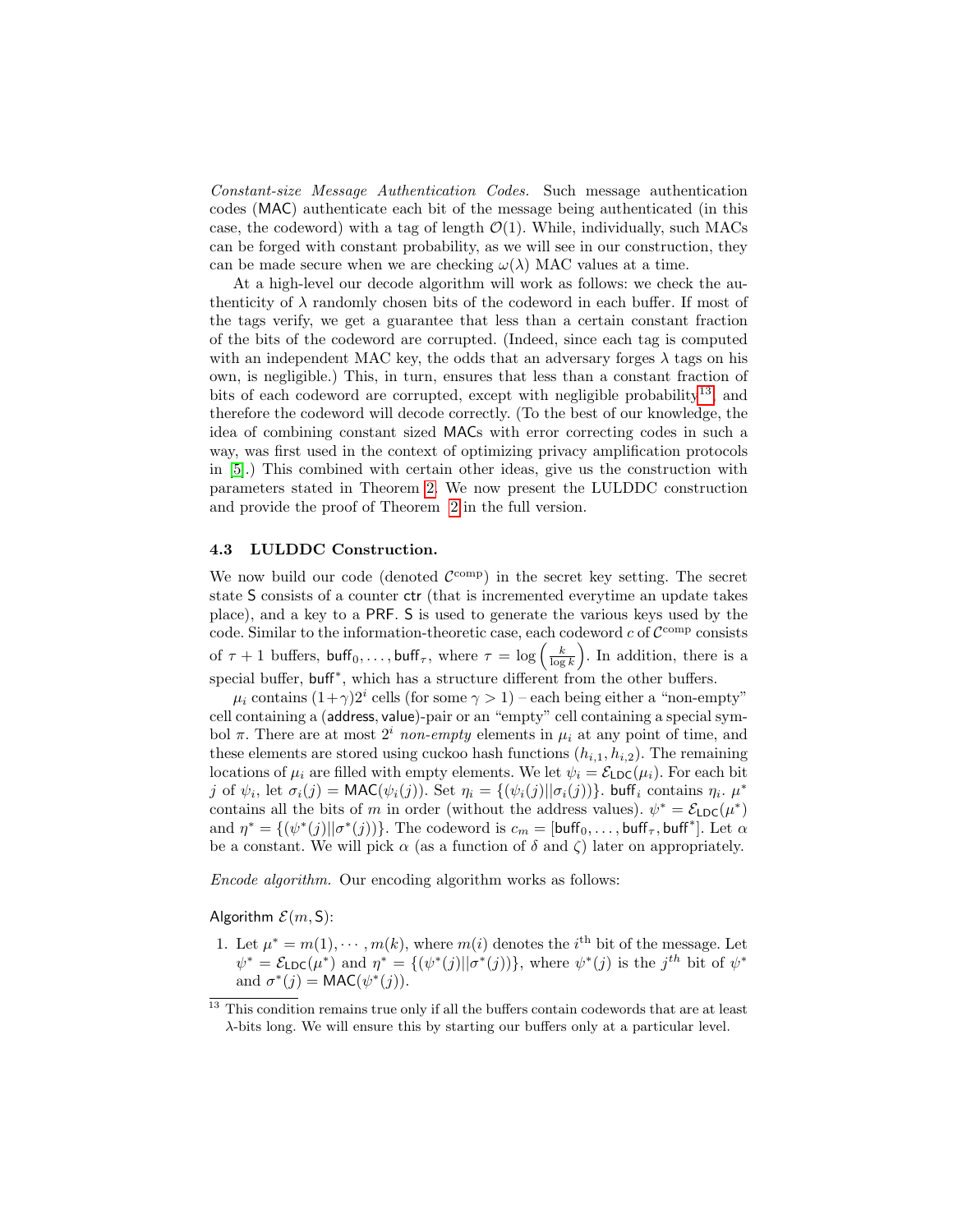*Constant-size Message Authentication Codes.* Such message authentication codes (MAC) authenticate each bit of the message being authenticated (in this case, the codeword) with a tag of length $\mathcal{O}(1)$. While, individually, such MACs can be forged with constant probability, as we will see in our construction, they can be made secure when we are checking $\omega(\lambda)$ MAC values at a time.

At a high-level our decode algorithm will work as follows: we check the authenticity of $\lambda$ randomly chosen bits of the codeword in each buffer. If most of the tags verify, we get a guarantee that less than a certain constant fraction of the bits of the codeword are corrupted. (Indeed, since each tag is computed with an independent MAC key, the odds that an adversary forges $\lambda$ tags on his own, is negligible.) This, in turn, ensures that less than a constant fraction of bits of each codeword are corrupted, except with negligible probability[13], and therefore the codeword will decode correctly. (To the best of our knowledge, the idea of combining constant sized MACs with error correcting codes in such a way, was first used in the context of optimizing privacy amplification protocols in [5].) This combined with certain other ideas, give us the construction with parameters stated in Theorem 2. We now present the LULDDC construction and provide the proof of Theorem 2 in the full version.

### 4.3 LULDDC Construction.

We now build our code (denoted $\mathcal{C}^{\text{comp}}$) in the secret key setting. The secret state $\mathsf{S}$ consists of a counter $\mathsf{ctr}$ (that is incremented everytime an update takes place), and a key to a $\mathsf{PRF}$. $\mathsf{S}$ is used to generate the various keys used by the code. Similar to the information-theoretic case, each codeword $c$ of $\mathcal{C}^{\text{comp}}$ consists of $\tau + 1$ buffers, $\mathsf{buff}_0, \ldots, \mathsf{buff}_\tau$, where $\tau = \log\left(\frac{k}{\log k}\right)$. In addition, there is a special buffer, $\mathsf{buff}^*$, which has a structure different from the other buffers.

$\mu_i$ contains $(1+\gamma)2^i$ cells (for some $\gamma > 1$) – each being either a "non-empty" cell containing a $(\mathsf{address}, \mathsf{value})$-pair or an "empty" cell containing a special symbol $\pi$. There are at most $2^i$ *non-empty* elements in $\mu_i$ at any point of time, and these elements are stored using cuckoo hash functions $(h_{i,1}, h_{i,2})$. The remaining locations of $\mu_i$ are filled with empty elements. We let $\psi_i = \mathcal{E}_{\mathsf{LDC}}(\mu_i)$. For each bit $j$ of $\psi_i$, let $\sigma_i(j) = \mathsf{MAC}(\psi_i(j))$. Set $\eta_i = \{(\psi_i(j)||\sigma_i(j))\}$. $\mathsf{buff}_i$ contains $\eta_i$. $\mu^*$ contains all the bits of $m$ in order (without the address values). $\psi^* = \mathcal{E}_{\mathsf{LDC}}(\mu^*)$ and $\eta^* = \{(\psi^*(j)||\sigma^*(j))\}$. The codeword is $c_m = [\mathsf{buff}_0, \ldots, \mathsf{buff}_\tau, \mathsf{buff}^*]$. Let $\alpha$ be a constant. We will pick $\alpha$ (as a function of $\delta$ and $\zeta$) later on appropriately.

*Encode algorithm.* Our encoding algorithm works as follows:

Algorithm $\mathcal{E}(m, \mathsf{S})$:

1. Let $\mu^* = m(1), \cdots, m(k)$, where $m(i)$ denotes the $i^{\text{th}}$ bit of the message. Let $\psi^* = \mathcal{E}_{\mathsf{LDC}}(\mu^*)$ and $\eta^* = \{(\psi^*(j)||\sigma^*(j))\}$, where $\psi^*(j)$ is the $j^{th}$ bit of $\psi^*$ and $\sigma^*(j) = \mathsf{MAC}(\psi^*(j))$.

[13] This condition remains true only if all the buffers contain codewords that are at least $\lambda$-bits long. We will ensure this by starting our buffers only at a particular level.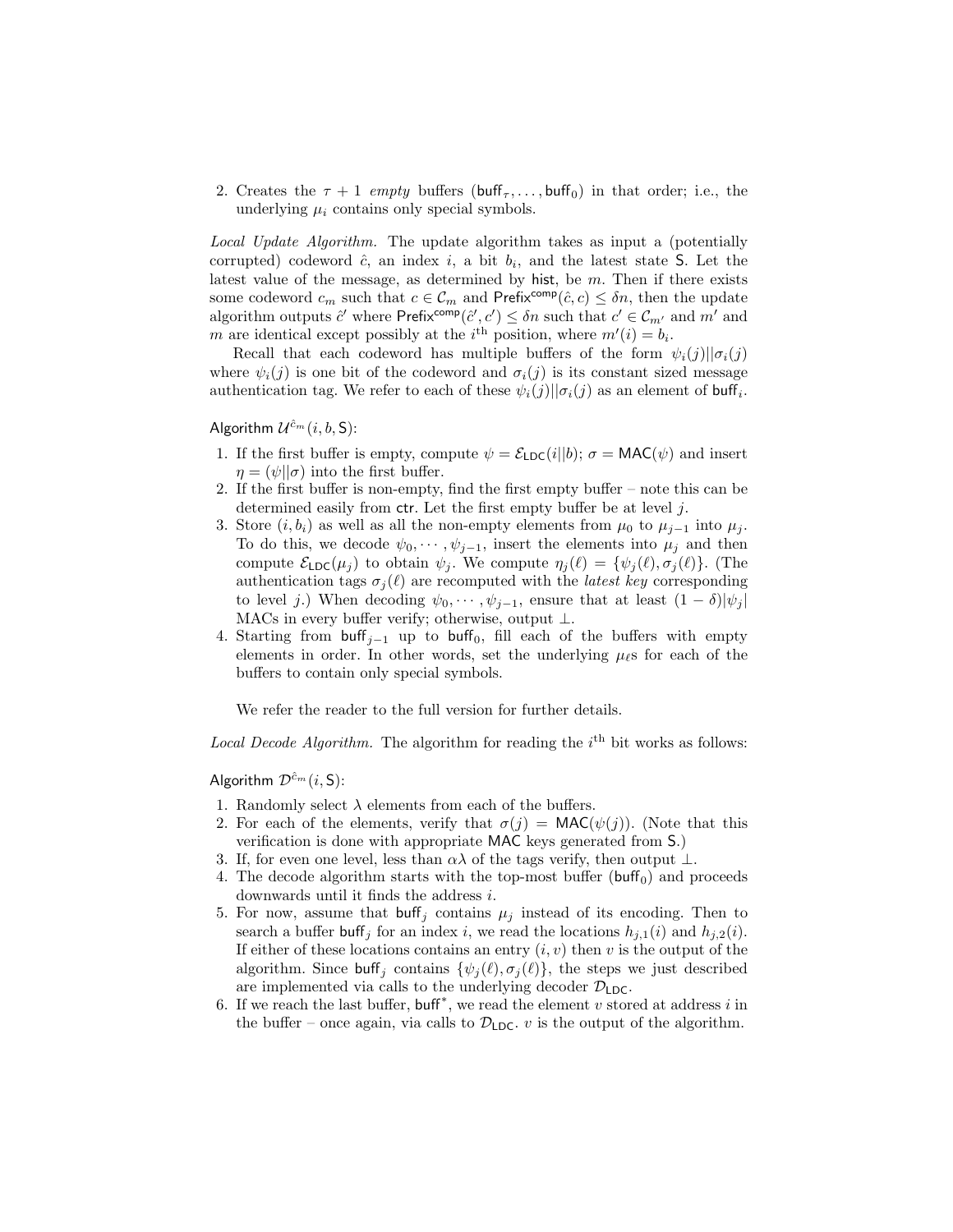2. Creates the $\tau + 1$ *empty* buffers $(\mathsf{buff}_\tau, \ldots, \mathsf{buff}_0)$ in that order; i.e., the underlying $\mu_i$ contains only special symbols.

*Local Update Algorithm.* The update algorithm takes as input a (potentially corrupted) codeword $\hat{c}$, an index $i$, a bit $b_i$, and the latest state $\mathsf{S}$. Let the latest value of the message, as determined by $\mathsf{hist}$, be $m$. Then if there exists some codeword $c_m$ such that $c \in \mathcal{C}_m$ and $\mathsf{Prefix}^{\mathsf{comp}}(\hat{c}, c) \leq \delta n$, then the update algorithm outputs $\hat{c}'$ where $\mathsf{Prefix}^{\mathsf{comp}}(\hat{c}', c') \leq \delta n$ such that $c' \in \mathcal{C}_{m'}$ and $m'$ and $m$ are identical except possibly at the $i^{\text{th}}$ position, where $m'(i) = b_i$.

Recall that each codeword has multiple buffers of the form $\psi_i(j)||\sigma_i(j)$ where $\psi_i(j)$ is one bit of the codeword and $\sigma_i(j)$ is its constant sized message authentication tag. We refer to each of these $\psi_i(j)||\sigma_i(j)$ as an element of $\mathsf{buff}_i$.

Algorithm $\mathcal{U}^{\hat{c}_m}(i, b, \mathsf{S})$:

1. If the first buffer is empty, compute $\psi = \mathcal{E}_{\mathsf{LDC}}(i||b)$; $\sigma = \mathsf{MAC}(\psi)$ and insert $\eta = (\psi||\sigma)$ into the first buffer.
2. If the first buffer is non-empty, find the first empty buffer – note this can be determined easily from $\mathsf{ctr}$. Let the first empty buffer be at level $j$.
3. Store $(i, b_i)$ as well as all the non-empty elements from $\mu_0$ to $\mu_{j-1}$ into $\mu_j$. To do this, we decode $\psi_0, \cdots, \psi_{j-1}$, insert the elements into $\mu_j$ and then compute $\mathcal{E}_{\mathsf{LDC}}(\mu_j)$ to obtain $\psi_j$. We compute $\eta_j(\ell) = \{\psi_j(\ell), \sigma_j(\ell)\}$. (The authentication tags $\sigma_j(\ell)$ are recomputed with the *latest key* corresponding to level $j$.) When decoding $\psi_0, \cdots, \psi_{j-1}$, ensure that at least $(1-\delta)|\psi_j|$ MACs in every buffer verify; otherwise, output $\perp$.
4. Starting from $\mathsf{buff}_{j-1}$ up to $\mathsf{buff}_0$, fill each of the buffers with empty elements in order. In other words, set the underlying $\mu_\ell$s for each of the buffers to contain only special symbols.

   We refer the reader to the full version for further details.

*Local Decode Algorithm.* The algorithm for reading the $i^{\text{th}}$ bit works as follows:

Algorithm $\mathcal{D}^{\hat{c}_m}(i, \mathsf{S})$:

1. Randomly select $\lambda$ elements from each of the buffers.
2. For each of the elements, verify that $\sigma(j) = \mathsf{MAC}(\psi(j))$. (Note that this verification is done with appropriate $\mathsf{MAC}$ keys generated from $\mathsf{S}$.)
3. If, for even one level, less than $\alpha\lambda$ of the tags verify, then output $\perp$.
4. The decode algorithm starts with the top-most buffer ($\mathsf{buff}_0$) and proceeds downwards until it finds the address $i$.
5. For now, assume that $\mathsf{buff}_j$ contains $\mu_j$ instead of its encoding. Then to search a buffer $\mathsf{buff}_j$ for an index $i$, we read the locations $h_{j,1}(i)$ and $h_{j,2}(i)$. If either of these locations contains an entry $(i, v)$ then $v$ is the output of the algorithm. Since $\mathsf{buff}_j$ contains $\{\psi_j(\ell), \sigma_j(\ell)\}$, the steps we just described are implemented via calls to the underlying decoder $\mathcal{D}_{\mathsf{LDC}}$.
6. If we reach the last buffer, $\mathsf{buff}^*$, we read the element $v$ stored at address $i$ in the buffer – once again, via calls to $\mathcal{D}_{\mathsf{LDC}}$. $v$ is the output of the algorithm.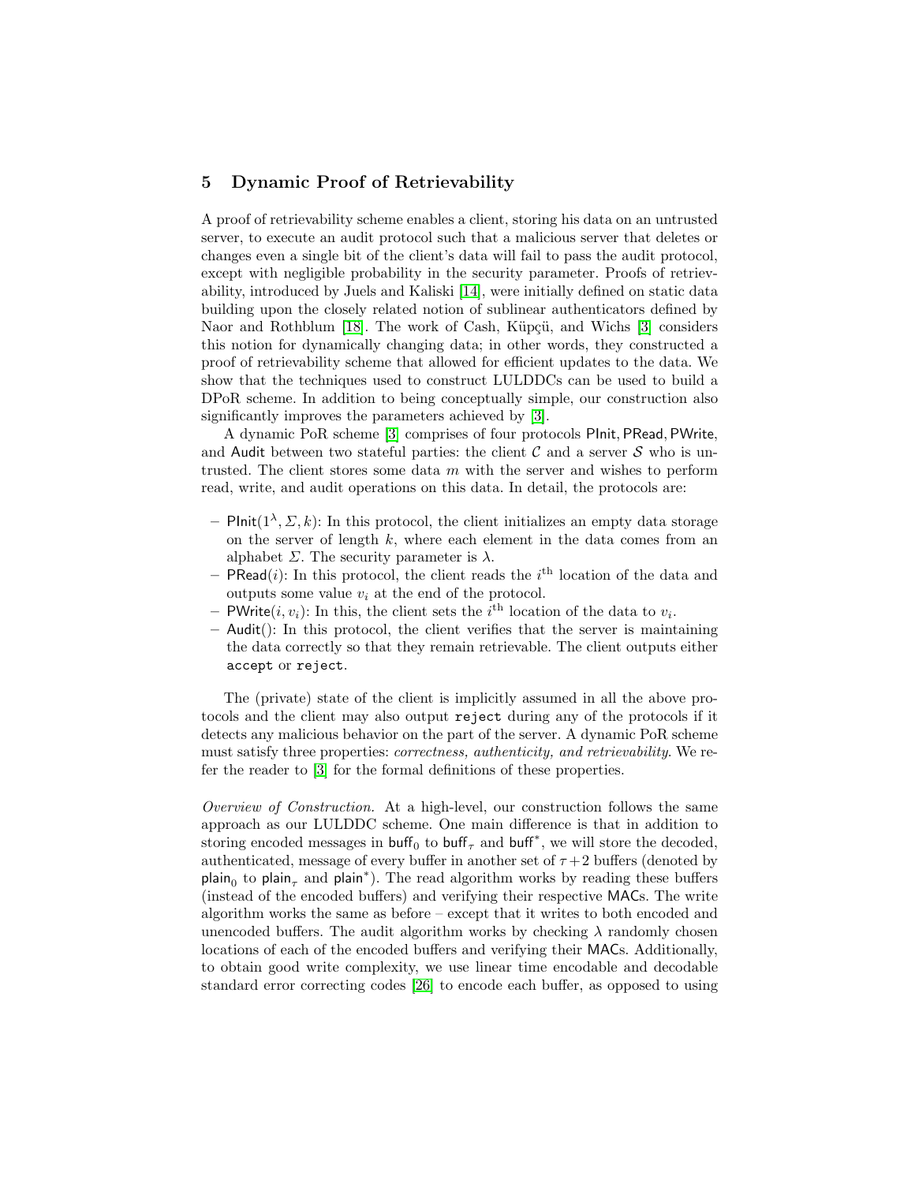## 5 Dynamic Proof of Retrievability

A proof of retrievability scheme enables a client, storing his data on an untrusted server, to execute an audit protocol such that a malicious server that deletes or changes even a single bit of the client's data will fail to pass the audit protocol, except with negligible probability in the security parameter. Proofs of retrievability, introduced by Juels and Kaliski [14], were initially defined on static data building upon the closely related notion of sublinear authenticators defined by Naor and Rothblum [18]. The work of Cash, Küpçü, and Wichs [3] considers this notion for dynamically changing data; in other words, they constructed a proof of retrievability scheme that allowed for efficient updates to the data. We show that the techniques used to construct LULDDCs can be used to build a DPoR scheme. In addition to being conceptually simple, our construction also significantly improves the parameters achieved by [3].

A dynamic PoR scheme [3] comprises of four protocols PInit, PRead, PWrite, and Audit between two stateful parties: the client $\mathcal{C}$ and a server $\mathcal{S}$ who is untrusted. The client stores some data $m$ with the server and wishes to perform read, write, and audit operations on this data. In detail, the protocols are:

– $\mathsf{PInit}(1^\lambda, \Sigma, k)$: In this protocol, the client initializes an empty data storage on the server of length $k$, where each element in the data comes from an alphabet $\Sigma$. The security parameter is $\lambda$.
– $\mathsf{PRead}(i)$: In this protocol, the client reads the $i^{\text{th}}$ location of the data and outputs some value $v_i$ at the end of the protocol.
– $\mathsf{PWrite}(i, v_i)$: In this, the client sets the $i^{\text{th}}$ location of the data to $v_i$.
– $\mathsf{Audit}()$: In this protocol, the client verifies that the server is maintaining the data correctly so that they remain retrievable. The client outputs either accept or reject.

The (private) state of the client is implicitly assumed in all the above protocols and the client may also output reject during any of the protocols if it detects any malicious behavior on the part of the server. A dynamic PoR scheme must satisfy three properties: *correctness, authenticity, and retrievability*. We refer the reader to [3] for the formal definitions of these properties.

*Overview of Construction.* At a high-level, our construction follows the same approach as our LULDDC scheme. One main difference is that in addition to storing encoded messages in $\mathsf{buff}_0$ to $\mathsf{buff}_\tau$ and $\mathsf{buff}^*$, we will store the decoded, authenticated, message of every buffer in another set of $\tau+2$ buffers (denoted by $\mathsf{plain}_0$ to $\mathsf{plain}_\tau$ and $\mathsf{plain}^*$). The read algorithm works by reading these buffers (instead of the encoded buffers) and verifying their respective MACs. The write algorithm works the same as before – except that it writes to both encoded and unencoded buffers. The audit algorithm works by checking $\lambda$ randomly chosen locations of each of the encoded buffers and verifying their MACs. Additionally, to obtain good write complexity, we use linear time encodable and decodable standard error correcting codes [26] to encode each buffer, as opposed to using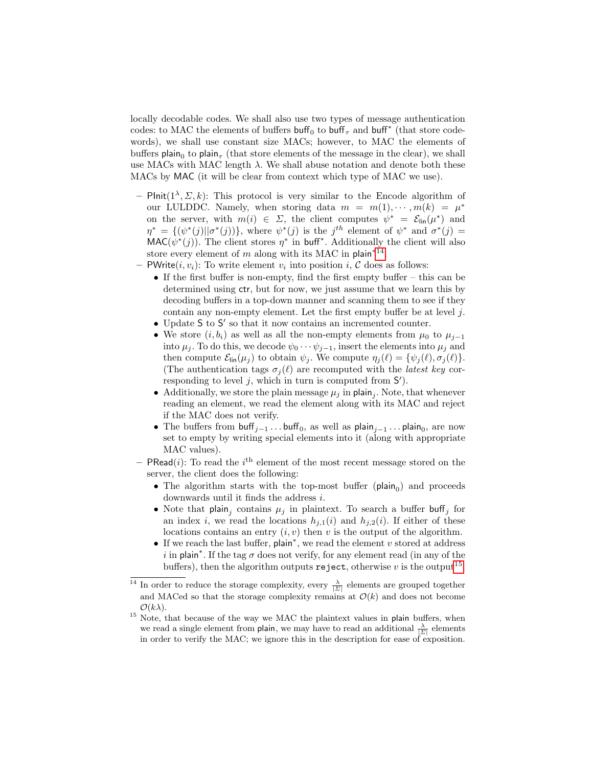locally decodable codes. We shall also use two types of message authentication codes: to MAC the elements of buffers $\mathsf{buff}_0$ to $\mathsf{buff}_\tau$ and $\mathsf{buff}^*$ (that store codewords), we shall use constant size MACs; however, to MAC the elements of buffers $\mathsf{plain}_0$ to $\mathsf{plain}_\tau$ (that store elements of the message in the clear), we shall use MACs with MAC length $\lambda$. We shall abuse notation and denote both these MACs by $\mathsf{MAC}$ (it will be clear from context which type of MAC we use).

- $\mathsf{PInit}(1^\lambda, \Sigma, k)$: This protocol is very similar to the Encode algorithm of our LULDDC. Namely, when storing data $m = m(1), \cdots, m(k) = \mu^*$ on the server, with $m(i) \in \Sigma$, the client computes $\psi^* = \mathcal{E}_{\mathsf{lin}}(\mu^*)$ and $\eta^* = \{(\psi^*(j)||\sigma^*(j))\}$, where $\psi^*(j)$ is the $j^{th}$ element of $\psi^*$ and $\sigma^*(j) = \mathsf{MAC}(\psi^*(j))$. The client stores $\eta^*$ in $\mathsf{buff}^*$. Additionally the client will also store every element of $m$ along with its MAC in $\mathsf{plain}^*$[14].
- $\mathsf{PWrite}(i, v_i)$: To write element $v_i$ into position $i$, $\mathcal{C}$ does as follows:
  - If the first buffer is non-empty, find the first empty buffer – this can be determined using $\mathsf{ctr}$, but for now, we just assume that we learn this by decoding buffers in a top-down manner and scanning them to see if they contain any non-empty element. Let the first empty buffer be at level $j$.
  - Update $\mathsf{S}$ to $\mathsf{S}'$ so that it now contains an incremented counter.
  - We store $(i, b_i)$ as well as all the non-empty elements from $\mu_0$ to $\mu_{j-1}$ into $\mu_j$. To do this, we decode $\psi_0 \cdots \psi_{j-1}$, insert the elements into $\mu_j$ and then compute $\mathcal{E}_{\mathsf{lin}}(\mu_j)$ to obtain $\psi_j$. We compute $\eta_j(\ell) = \{\psi_j(\ell), \sigma_j(\ell)\}$. (The authentication tags $\sigma_j(\ell)$ are recomputed with the *latest key* corresponding to level $j$, which in turn is computed from $\mathsf{S}'$).
  - Additionally, we store the plain message $\mu_j$ in $\mathsf{plain}_j$. Note, that whenever reading an element, we read the element along with its MAC and reject if the MAC does not verify.
  - The buffers from $\mathsf{buff}_{j-1} \ldots \mathsf{buff}_0$, as well as $\mathsf{plain}_{j-1} \ldots \mathsf{plain}_0$, are now set to empty by writing special elements into it (along with appropriate MAC values).
- $\mathsf{PRead}(i)$: To read the $i^{\text{th}}$ element of the most recent message stored on the server, the client does the following:
  - The algorithm starts with the top-most buffer ($\mathsf{plain}_0$) and proceeds downwards until it finds the address $i$.
  - Note that $\mathsf{plain}_j$ contains $\mu_j$ in plaintext. To search a buffer $\mathsf{buff}_j$ for an index $i$, we read the locations $h_{j,1}(i)$ and $h_{j,2}(i)$. If either of these locations contains an entry $(i, v)$ then $v$ is the output of the algorithm.
  - If we reach the last buffer, $\mathsf{plain}^*$, we read the element $v$ stored at address $i$ in $\mathsf{plain}^*$. If the tag $\sigma$ does not verify, for any element read (in any of the buffers), then the algorithm outputs `reject`, otherwise $v$ is the output[15].

---

[14] In order to reduce the storage complexity, every $\frac{\lambda}{|\Sigma|}$ elements are grouped together and MACed so that the storage complexity remains at $\mathcal{O}(k)$ and does not become $\mathcal{O}(k\lambda)$.

[15] Note, that because of the way we MAC the plaintext values in $\mathsf{plain}$ buffers, when we read a single element from $\mathsf{plain}$, we may have to read an additional $\frac{\lambda}{|\Sigma|}$ elements in order to verify the MAC; we ignore this in the description for ease of exposition.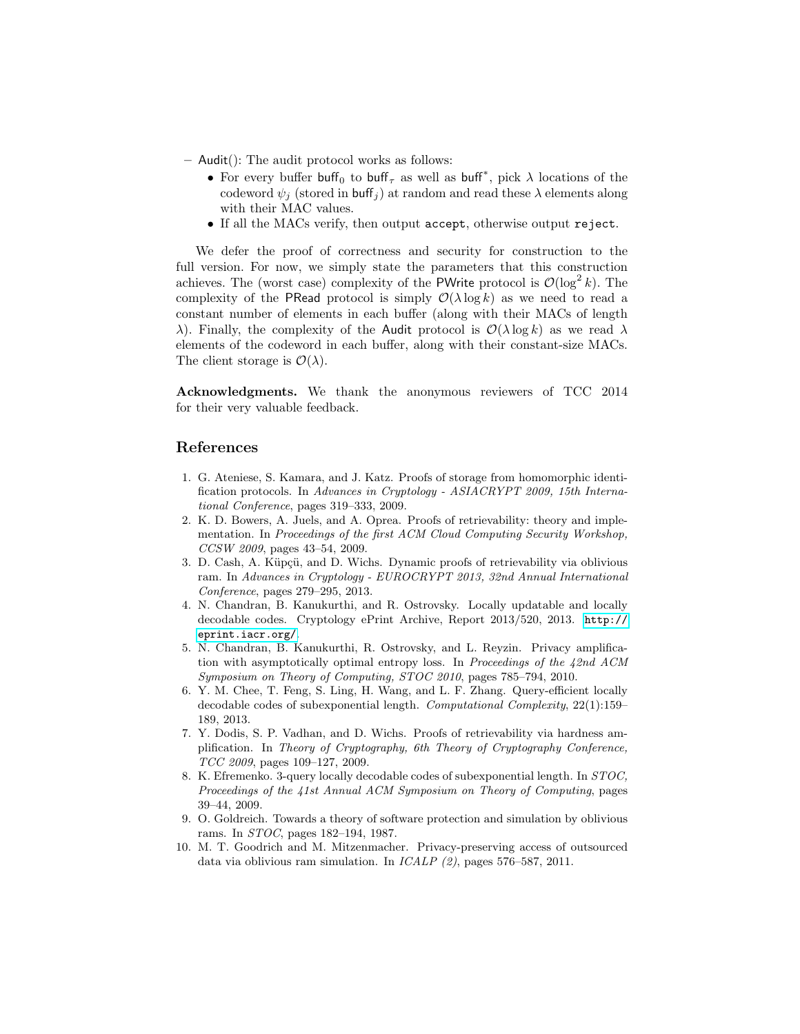– Audit(): The audit protocol works as follows:
  - For every buffer $\mathsf{buff}_0$ to $\mathsf{buff}_\tau$ as well as $\mathsf{buff}^*$, pick $\lambda$ locations of the codeword $\psi_j$ (stored in $\mathsf{buff}_j$) at random and read these $\lambda$ elements along with their MAC values.
  - If all the MACs verify, then output `accept`, otherwise output `reject`.

We defer the proof of correctness and security for construction to the full version. For now, we simply state the parameters that this construction achieves. The (worst case) complexity of the PWrite protocol is $\mathcal{O}(\log^2 k)$. The complexity of the PRead protocol is simply $\mathcal{O}(\lambda \log k)$ as we need to read a constant number of elements in each buffer (along with their MACs of length $\lambda$). Finally, the complexity of the Audit protocol is $\mathcal{O}(\lambda \log k)$ as we read $\lambda$ elements of the codeword in each buffer, along with their constant-size MACs. The client storage is $\mathcal{O}(\lambda)$.

**Acknowledgments.** We thank the anonymous reviewers of TCC 2014 for their very valuable feedback.

## References

1. G. Ateniese, S. Kamara, and J. Katz. Proofs of storage from homomorphic identification protocols. In *Advances in Cryptology - ASIACRYPT 2009, 15th International Conference*, pages 319–333, 2009.
2. K. D. Bowers, A. Juels, and A. Oprea. Proofs of retrievability: theory and implementation. In *Proceedings of the first ACM Cloud Computing Security Workshop, CCSW 2009*, pages 43–54, 2009.
3. D. Cash, A. Küpçü, and D. Wichs. Dynamic proofs of retrievability via oblivious ram. In *Advances in Cryptology - EUROCRYPT 2013, 32nd Annual International Conference*, pages 279–295, 2013.
4. N. Chandran, B. Kanukurthi, and R. Ostrovsky. Locally updatable and locally decodable codes. Cryptology ePrint Archive, Report 2013/520, 2013. http://eprint.iacr.org/.
5. N. Chandran, B. Kanukurthi, R. Ostrovsky, and L. Reyzin. Privacy amplification with asymptotically optimal entropy loss. In *Proceedings of the 42nd ACM Symposium on Theory of Computing, STOC 2010*, pages 785–794, 2010.
6. Y. M. Chee, T. Feng, S. Ling, H. Wang, and L. F. Zhang. Query-efficient locally decodable codes of subexponential length. *Computational Complexity*, 22(1):159–189, 2013.
7. Y. Dodis, S. P. Vadhan, and D. Wichs. Proofs of retrievability via hardness amplification. In *Theory of Cryptography, 6th Theory of Cryptography Conference, TCC 2009*, pages 109–127, 2009.
8. K. Efremenko. 3-query locally decodable codes of subexponential length. In *STOC, Proceedings of the 41st Annual ACM Symposium on Theory of Computing*, pages 39–44, 2009.
9. O. Goldreich. Towards a theory of software protection and simulation by oblivious rams. In *STOC*, pages 182–194, 1987.
10. M. T. Goodrich and M. Mitzenmacher. Privacy-preserving access of outsourced data via oblivious ram simulation. In *ICALP (2)*, pages 576–587, 2011.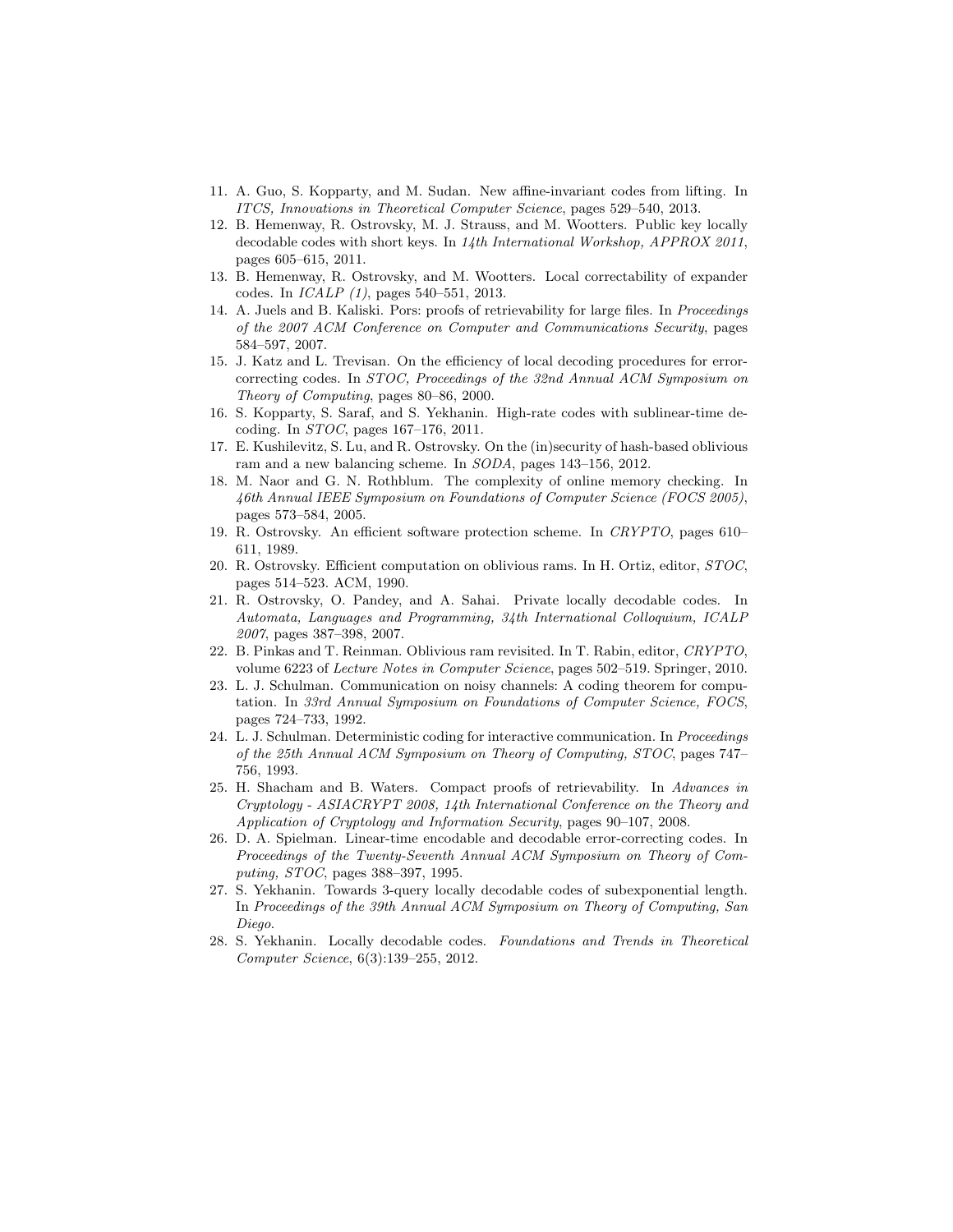11. A. Guo, S. Kopparty, and M. Sudan. New affine-invariant codes from lifting. In *ITCS, Innovations in Theoretical Computer Science*, pages 529–540, 2013.
12. B. Hemenway, R. Ostrovsky, M. J. Strauss, and M. Wootters. Public key locally decodable codes with short keys. In *14th International Workshop, APPROX 2011*, pages 605–615, 2011.
13. B. Hemenway, R. Ostrovsky, and M. Wootters. Local correctability of expander codes. In *ICALP (1)*, pages 540–551, 2013.
14. A. Juels and B. Kaliski. Pors: proofs of retrievability for large files. In *Proceedings of the 2007 ACM Conference on Computer and Communications Security*, pages 584–597, 2007.
15. J. Katz and L. Trevisan. On the efficiency of local decoding procedures for error-correcting codes. In *STOC, Proceedings of the 32nd Annual ACM Symposium on Theory of Computing*, pages 80–86, 2000.
16. S. Kopparty, S. Saraf, and S. Yekhanin. High-rate codes with sublinear-time decoding. In *STOC*, pages 167–176, 2011.
17. E. Kushilevitz, S. Lu, and R. Ostrovsky. On the (in)security of hash-based oblivious ram and a new balancing scheme. In *SODA*, pages 143–156, 2012.
18. M. Naor and G. N. Rothblum. The complexity of online memory checking. In *46th Annual IEEE Symposium on Foundations of Computer Science (FOCS 2005)*, pages 573–584, 2005.
19. R. Ostrovsky. An efficient software protection scheme. In *CRYPTO*, pages 610–611, 1989.
20. R. Ostrovsky. Efficient computation on oblivious rams. In H. Ortiz, editor, *STOC*, pages 514–523. ACM, 1990.
21. R. Ostrovsky, O. Pandey, and A. Sahai. Private locally decodable codes. In *Automata, Languages and Programming, 34th International Colloquium, ICALP 2007*, pages 387–398, 2007.
22. B. Pinkas and T. Reinman. Oblivious ram revisited. In T. Rabin, editor, *CRYPTO*, volume 6223 of *Lecture Notes in Computer Science*, pages 502–519. Springer, 2010.
23. L. J. Schulman. Communication on noisy channels: A coding theorem for computation. In *33rd Annual Symposium on Foundations of Computer Science, FOCS*, pages 724–733, 1992.
24. L. J. Schulman. Deterministic coding for interactive communication. In *Proceedings of the 25th Annual ACM Symposium on Theory of Computing, STOC*, pages 747–756, 1993.
25. H. Shacham and B. Waters. Compact proofs of retrievability. In *Advances in Cryptology - ASIACRYPT 2008, 14th International Conference on the Theory and Application of Cryptology and Information Security*, pages 90–107, 2008.
26. D. A. Spielman. Linear-time encodable and decodable error-correcting codes. In *Proceedings of the Twenty-Seventh Annual ACM Symposium on Theory of Computing, STOC*, pages 388–397, 1995.
27. S. Yekhanin. Towards 3-query locally decodable codes of subexponential length. In *Proceedings of the 39th Annual ACM Symposium on Theory of Computing, San Diego*.
28. S. Yekhanin. Locally decodable codes. *Foundations and Trends in Theoretical Computer Science*, 6(3):139–255, 2012.